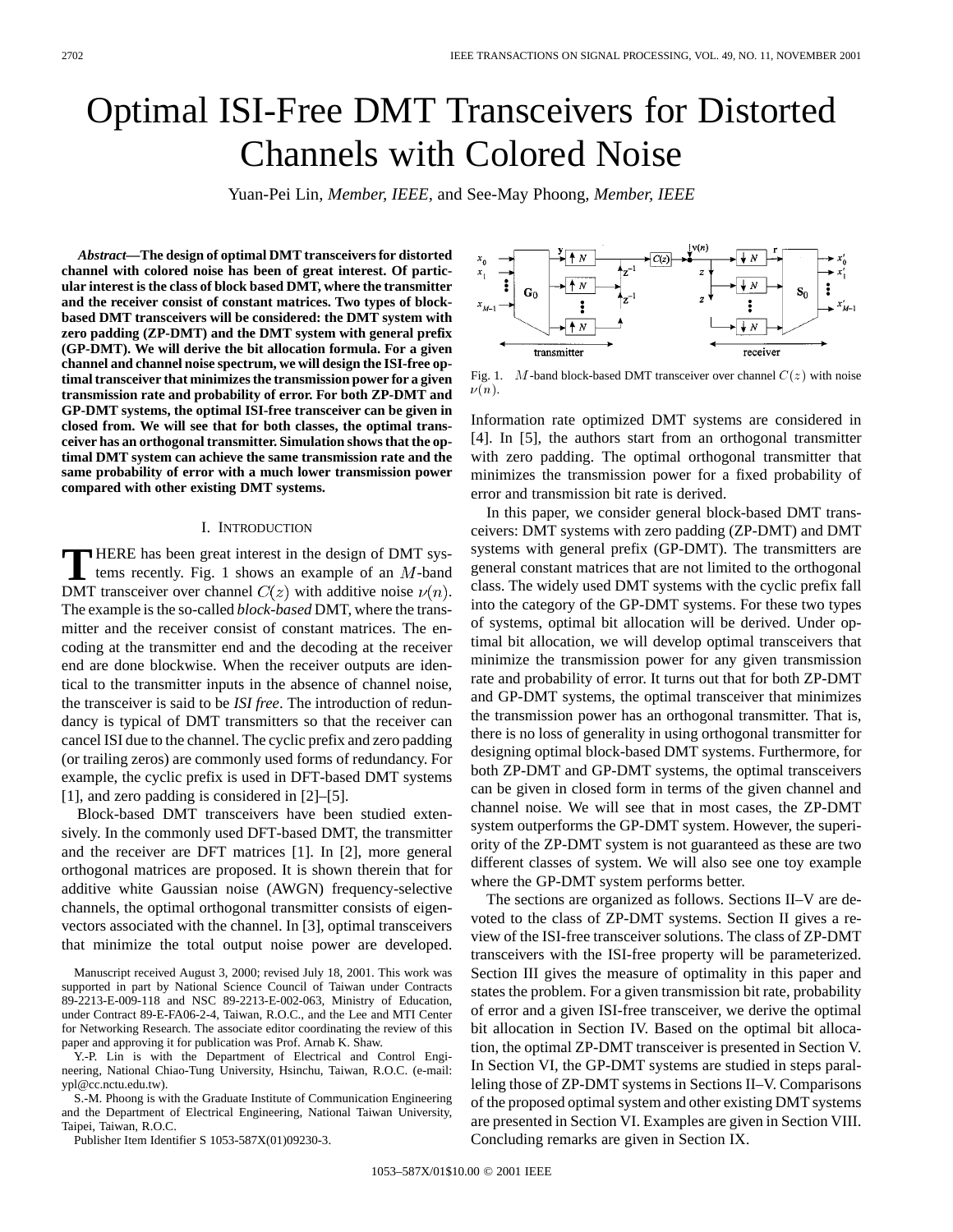# Optimal ISI-Free DMT Transceivers for Distorted Channels with Colored Noise

Yuan-Pei Lin, *Member, IEEE*, and See-May Phoong, *Member, IEEE*

***Abstract*—The design of optimal DMT transceivers for distorted channel with colored noise has been of great interest. Of particular interest is the class of block based DMT, where the transmitter and the receiver consist of constant matrices. Two types of block-based DMT transceivers will be considered: the DMT system with zero padding (ZP-DMT) and the DMT system with general prefix (GP-DMT). We will derive the bit allocation formula. For a given channel and channel noise spectrum, we will design the ISI-free optimal transceiver that minimizes the transmission power for a given transmission rate and probability of error. For both ZP-DMT and GP-DMT systems, the optimal ISI-free transceiver can be given in closed from. We will see that for both classes, the optimal transceiver has an orthogonal transmitter. Simulation shows that the optimal DMT system can achieve the same transmission rate and the same probability of error with a much lower transmission power compared with other existing DMT systems.**

## I. Introduction

There has been great interest in the design of DMT systems recently. Fig. 1 shows an example of an $M$-band DMT transceiver over channel $C(z)$ with additive noise $\nu(n)$. The example is the so-called *block-based* DMT, where the transmitter and the receiver consist of constant matrices. The encoding at the transmitter end and the decoding at the receiver end are done blockwise. When the receiver outputs are identical to the transmitter inputs in the absence of channel noise, the transceiver is said to be *ISI free*. The introduction of redundancy is typical of DMT transmitters so that the receiver can cancel ISI due to the channel. The cyclic prefix and zero padding (or trailing zeros) are commonly used forms of redundancy. For example, the cyclic prefix is used in DFT-based DMT systems [1], and zero padding is considered in [2]–[5].

Block-based DMT transceivers have been studied extensively. In the commonly used DFT-based DMT, the transmitter and the receiver are DFT matrices [1]. In [2], more general orthogonal matrices are proposed. It is shown therein that for additive white Gaussian noise (AWGN) frequency-selective channels, the optimal orthogonal transmitter consists of eigenvectors associated with the channel. In [3], optimal transceivers that minimize the total output noise power are developed.

Manuscript received August 3, 2000; revised July 18, 2001. This work was supported in part by National Science Council of Taiwan under Contracts 89-2213-E-009-118 and NSC 89-2213-E-002-063, Ministry of Education, under Contract 89-E-FA06-2-4, Taiwan, R.O.C., and the Lee and MTI Center for Networking Research. The associate editor coordinating the review of this paper and approving it for publication was Prof. Arnab K. Shaw.

Y.-P. Lin is with the Department of Electrical and Control Engineering, National Chiao-Tung University, Hsinchu, Taiwan, R.O.C. (e-mail: ypl@cc.nctu.edu.tw).

S.-M. Phoong is with the Graduate Institute of Communication Engineering and the Department of Electrical Engineering, National Taiwan University, Taipei, Taiwan, R.O.C.

Publisher Item Identifier S 1053-587X(01)09230-3.

Fig. 1. $M$-band block-based DMT transceiver over channel $C(z)$ with noise $\nu(n)$.

Information rate optimized DMT systems are considered in [4]. In [5], the authors start from an orthogonal transmitter with zero padding. The optimal orthogonal transmitter that minimizes the transmission power for a fixed probability of error and transmission bit rate is derived.

In this paper, we consider general block-based DMT transceivers: DMT systems with zero padding (ZP-DMT) and DMT systems with general prefix (GP-DMT). The transmitters are general constant matrices that are not limited to the orthogonal class. The widely used DMT systems with the cyclic prefix fall into the category of the GP-DMT systems. For these two types of systems, optimal bit allocation will be derived. Under optimal bit allocation, we will develop optimal transceivers that minimize the transmission power for any given transmission rate and probability of error. It turns out that for both ZP-DMT and GP-DMT systems, the optimal transceiver that minimizes the transmission power has an orthogonal transmitter. That is, there is no loss of generality in using orthogonal transmitter for designing optimal block-based DMT systems. Furthermore, for both ZP-DMT and GP-DMT systems, the optimal transceivers can be given in closed form in terms of the given channel and channel noise. We will see that in most cases, the ZP-DMT system outperforms the GP-DMT system. However, the superiority of the ZP-DMT system is not guaranteed as these are two different classes of system. We will also see one toy example where the GP-DMT system performs better.

The sections are organized as follows. Sections II–V are devoted to the class of ZP-DMT systems. Section II gives a review of the ISI-free transceiver solutions. The class of ZP-DMT transceivers with the ISI-free property will be parameterized. Section III gives the measure of optimality in this paper and states the problem. For a given transmission bit rate, probability of error and a given ISI-free transceiver, we derive the optimal bit allocation in Section IV. Based on the optimal bit allocation, the optimal ZP-DMT transceiver is presented in Section V. In Section VI, the GP-DMT systems are studied in steps paralleling those of ZP-DMT systems in Sections II–V. Comparisons of the proposed optimal system and other existing DMT systems are presented in Section VI. Examples are given in Section VIII. Concluding remarks are given in Section IX.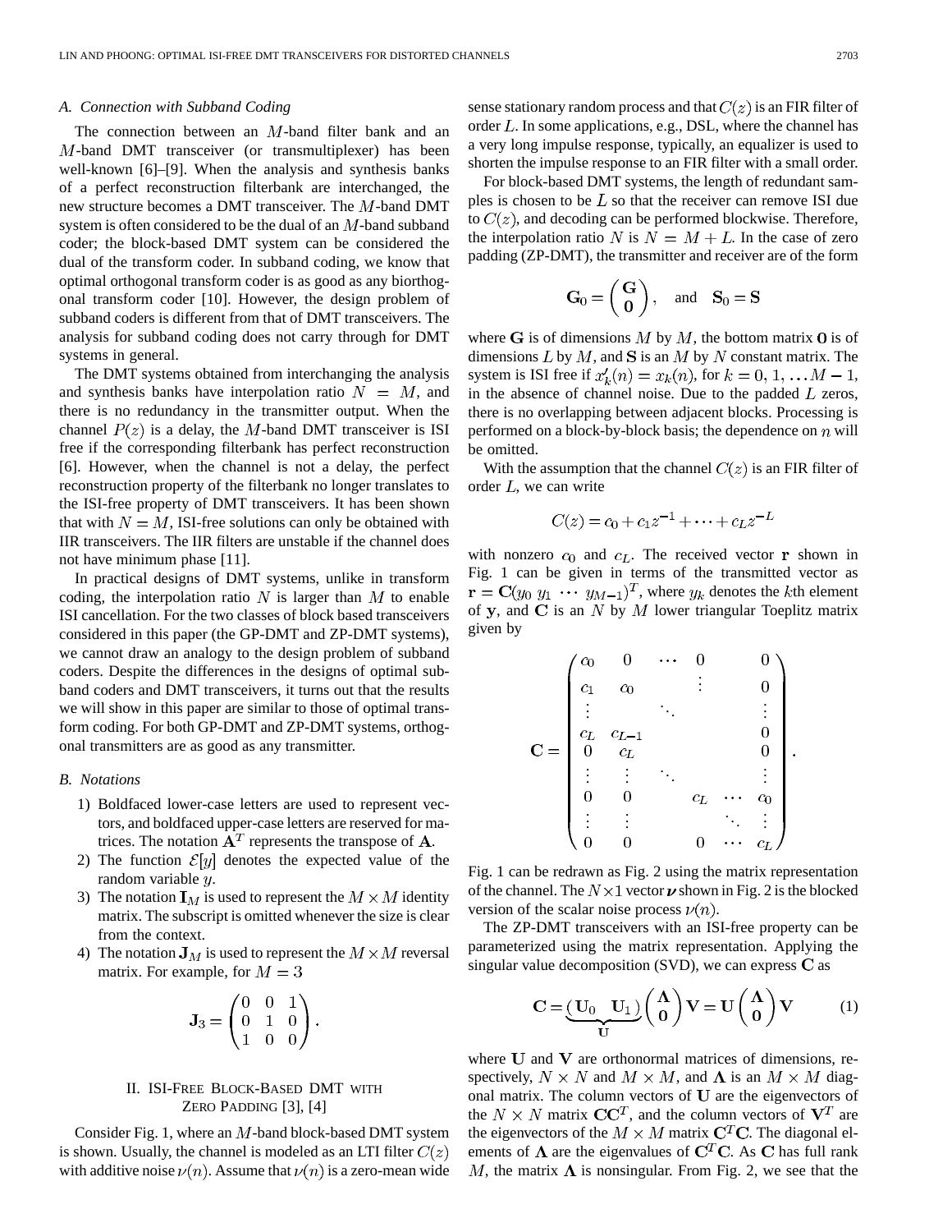### A. Connection with Subband Coding

The connection between an $M$-band filter bank and an $M$-band DMT transceiver (or transmultiplexer) has been well-known [6]–[9]. When the analysis and synthesis banks of a perfect reconstruction filterbank are interchanged, the new structure becomes a DMT transceiver. The $M$-band DMT system is often considered to be the dual of an $M$-band subband coder; the block-based DMT system can be considered the dual of the transform coder. In subband coding, we know that optimal orthogonal transform coder is as good as any biorthogonal transform coder [10]. However, the design problem of subband coders is different from that of DMT transceivers. The analysis for subband coding does not carry through for DMT systems in general.

The DMT systems obtained from interchanging the analysis and synthesis banks have interpolation ratio $N = M$, and there is no redundancy in the transmitter output. When the channel $P(z)$ is a delay, the $M$-band DMT transceiver is ISI free if the corresponding filterbank has perfect reconstruction [6]. However, when the channel is not a delay, the perfect reconstruction property of the filterbank no longer translates to the ISI-free property of DMT transceivers. It has been shown that with $N = M$, ISI-free solutions can only be obtained with IIR transceivers. The IIR filters are unstable if the channel does not have minimum phase [11].

In practical designs of DMT systems, unlike in transform coding, the interpolation ratio $N$ is larger than $M$ to enable ISI cancellation. For the two classes of block based transceivers considered in this paper (the GP-DMT and ZP-DMT systems), we cannot draw an analogy to the design problem of subband coders. Despite the differences in the designs of optimal subband coders and DMT transceivers, it turns out that the results we will show in this paper are similar to those of optimal transform coding. For both GP-DMT and ZP-DMT systems, orthogonal transmitters are as good as any transmitter.

### B. Notations

1) Boldfaced lower-case letters are used to represent vectors, and boldfaced upper-case letters are reserved for matrices. The notation $\mathbf{A}^T$ represents the transpose of $\mathbf{A}$.
2) The function $\mathcal{E}[y]$ denotes the expected value of the random variable $y$.
3) The notation $\mathbf{I}_M$ is used to represent the $M \times M$ identity matrix. The subscript is omitted whenever the size is clear from the context.
4) The notation $\mathbf{J}_M$ is used to represent the $M \times M$ reversal matrix. For example, for $M = 3$

$$\mathbf{J}_3 = \begin{pmatrix} 0 & 0 & 1 \\ 0 & 1 & 0 \\ 1 & 0 & 0 \end{pmatrix}.$$

## II. ISI-Free Block-Based DMT with Zero Padding [3], [4]

Consider Fig. 1, where an $M$-band block-based DMT system is shown. Usually, the channel is modeled as an LTI filter $C(z)$ with additive noise $\nu(n)$. Assume that $\nu(n)$ is a zero-mean wide sense stationary random process and that $C(z)$ is an FIR filter of order $L$. In some applications, e.g., DSL, where the channel has a very long impulse response, typically, an equalizer is used to shorten the impulse response to an FIR filter with a small order.

For block-based DMT systems, the length of redundant samples is chosen to be $L$ so that the receiver can remove ISI due to $C(z)$, and decoding can be performed blockwise. Therefore, the interpolation ratio $N$ is $N = M + L$. In the case of zero padding (ZP-DMT), the transmitter and receiver are of the form

$$\mathbf{G}_0 = \begin{pmatrix} \mathbf{G} \\ \mathbf{0} \end{pmatrix}, \quad \text{and} \quad \mathbf{S}_0 = \mathbf{S}$$

where $\mathbf{G}$ is of dimensions $M$ by $M$, the bottom matrix $\mathbf{0}$ is of dimensions $L$ by $M$, and $\mathbf{S}$ is an $M$ by $N$ constant matrix. The system is ISI free if $x'_k(n) = x_k(n)$, for $k = 0, 1, \ldots M-1$, in the absence of channel noise. Due to the padded $L$ zeros, there is no overlapping between adjacent blocks. Processing is performed on a block-by-block basis; the dependence on $n$ will be omitted.

With the assumption that the channel $C(z)$ is an FIR filter of order $L$, we can write

$$C(z) = c_0 + c_1 z^{-1} + \cdots + c_L z^{-L}$$

with nonzero $c_0$ and $c_L$. The received vector $\mathbf{r}$ shown in Fig. 1 can be given in terms of the transmitted vector as $\mathbf{r} = \mathbf{C}(y_0 \; y_1 \; \cdots \; y_{M-1})^T$, where $y_k$ denotes the $k$th element of $\mathbf{y}$, and $\mathbf{C}$ is an $N$ by $M$ lower triangular Toeplitz matrix given by

$$\mathbf{C} = \begin{pmatrix} c_0 & 0 & \cdots & 0 & 0 \\ c_1 & c_0 & & \vdots & 0 \\ \vdots & & \ddots & & \vdots \\ c_L & c_{L-1} & & & 0 \\ 0 & c_L & & & 0 \\ \vdots & \vdots & \ddots & & \vdots \\ 0 & 0 & & c_L & \cdots & c_0 \\ \vdots & \vdots & & & \ddots & \vdots \\ 0 & 0 & & 0 & \cdots & c_L \end{pmatrix}.$$

Fig. 1 can be redrawn as Fig. 2 using the matrix representation of the channel. The $N \times 1$ vector $\boldsymbol{\nu}$ shown in Fig. 2 is the blocked version of the scalar noise process $\nu(n)$.

The ZP-DMT transceivers with an ISI-free property can be parameterized using the matrix representation. Applying the singular value decomposition (SVD), we can express $\mathbf{C}$ as

$$\mathbf{C} = \underbrace{(\mathbf{U}_0 \quad \mathbf{U}_1)}_{\mathbf{U}} \begin{pmatrix} \boldsymbol{\Lambda} \\ \mathbf{0} \end{pmatrix} \mathbf{V} = \mathbf{U} \begin{pmatrix} \boldsymbol{\Lambda} \\ \mathbf{0} \end{pmatrix} \mathbf{V} \tag{1}$$

where $\mathbf{U}$ and $\mathbf{V}$ are orthonormal matrices of dimensions, respectively, $N \times N$ and $M \times M$, and $\boldsymbol{\Lambda}$ is an $M \times M$ diagonal matrix. The column vectors of $\mathbf{U}$ are the eigenvectors of the $N \times N$ matrix $\mathbf{C}\mathbf{C}^T$, and the column vectors of $\mathbf{V}^T$ are the eigenvectors of the $M \times M$ matrix $\mathbf{C}^T\mathbf{C}$. The diagonal elements of $\boldsymbol{\Lambda}$ are the eigenvalues of $\mathbf{C}^T\mathbf{C}$. As $\mathbf{C}$ has full rank $M$, the matrix $\boldsymbol{\Lambda}$ is nonsingular. From Fig. 2, we see that the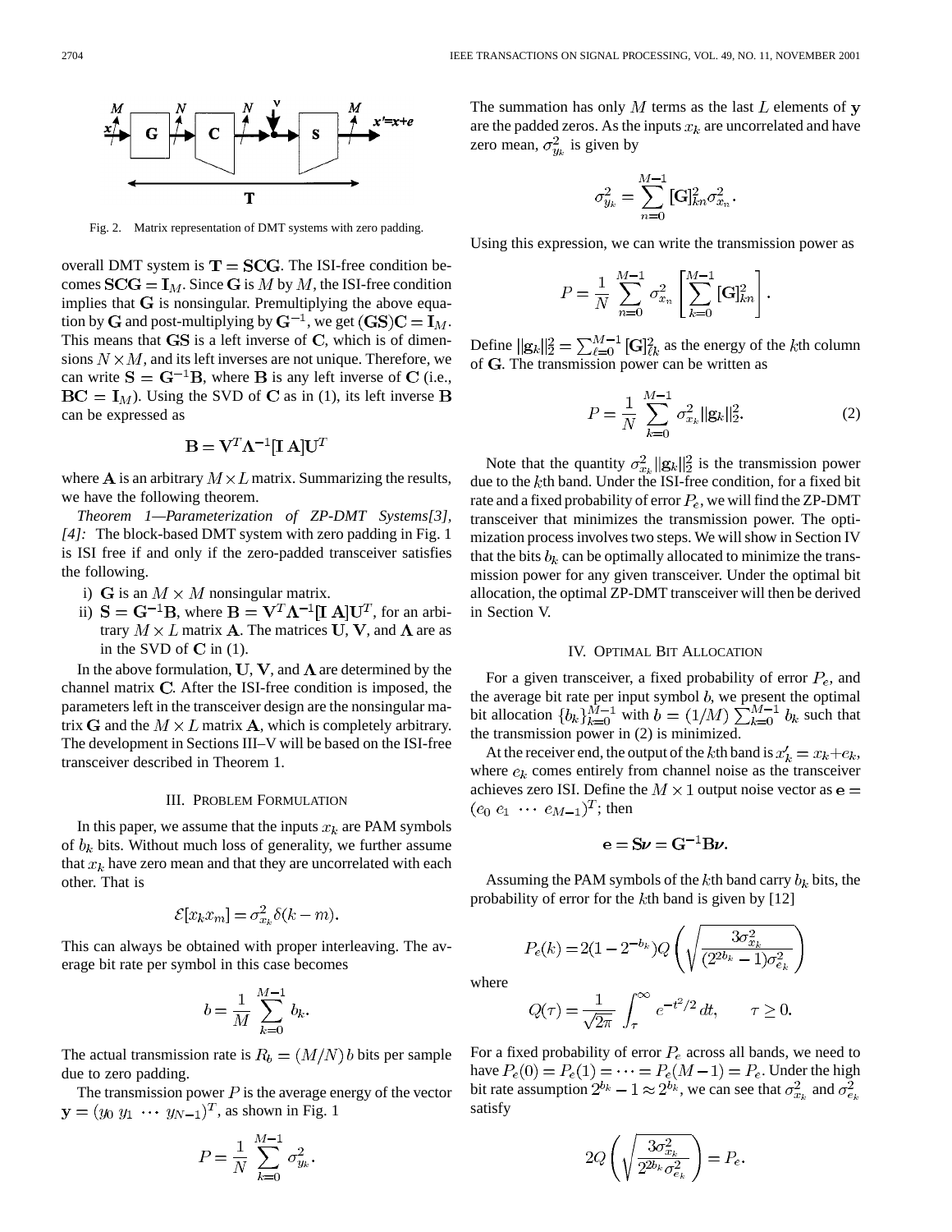M N N ν M
x G C S x'=x+e
T

Fig. 2. Matrix representation of DMT systems with zero padding.

overall DMT system is $\mathbf{T} = \mathbf{SCG}$. The ISI-free condition becomes $\mathbf{SCG} = \mathbf{I}_M$. Since $\mathbf{G}$ is $M$ by $M$, the ISI-free condition implies that $\mathbf{G}$ is nonsingular. Premultiplying the above equation by $\mathbf{G}$ and post-multiplying by $\mathbf{G}^{-1}$, we get $(\mathbf{GS})\mathbf{C} = \mathbf{I}_M$. This means that $\mathbf{GS}$ is a left inverse of $\mathbf{C}$, which is of dimensions $N \times M$, and its left inverses are not unique. Therefore, we can write $\mathbf{S} = \mathbf{G}^{-1}\mathbf{B}$, where $\mathbf{B}$ is any left inverse of $\mathbf{C}$ (i.e., $\mathbf{BC} = \mathbf{I}_M$). Using the SVD of $\mathbf{C}$ as in (1), its left inverse $\mathbf{B}$ can be expressed as

$$\mathbf{B} = \mathbf{V}^T \mathbf{\Lambda}^{-1} [\mathbf{I}\ \mathbf{A}] \mathbf{U}^T$$

where $\mathbf{A}$ is an arbitrary $M \times L$ matrix. Summarizing the results, we have the following theorem.

*Theorem 1—Parameterization of ZP-DMT Systems[3], [4]:* The block-based DMT system with zero padding in Fig. 1 is ISI free if and only if the zero-padded transceiver satisfies the following.

i) $\mathbf{G}$ is an $M \times M$ nonsingular matrix.
ii) $\mathbf{S} = \mathbf{G}^{-1}\mathbf{B}$, where $\mathbf{B} = \mathbf{V}^T \mathbf{\Lambda}^{-1} [\mathbf{I}\ \mathbf{A}] \mathbf{U}^T$, for an arbitrary $M \times L$ matrix $\mathbf{A}$. The matrices $\mathbf{U}$, $\mathbf{V}$, and $\mathbf{\Lambda}$ are as in the SVD of $\mathbf{C}$ in (1).

In the above formulation, $\mathbf{U}$, $\mathbf{V}$, and $\mathbf{\Lambda}$ are determined by the channel matrix $\mathbf{C}$. After the ISI-free condition is imposed, the parameters left in the transceiver design are the nonsingular matrix $\mathbf{G}$ and the $M \times L$ matrix $\mathbf{A}$, which is completely arbitrary. The development in Sections III–V will be based on the ISI-free transceiver described in Theorem 1.

## III. Problem Formulation

In this paper, we assume that the inputs $x_k$ are PAM symbols of $b_k$ bits. Without much loss of generality, we further assume that $x_k$ have zero mean and that they are uncorrelated with each other. That is

$$\mathcal{E}[x_k x_m] = \sigma_{x_k}^2 \delta(k-m).$$

This can always be obtained with proper interleaving. The average bit rate per symbol in this case becomes

$$b = \frac{1}{M} \sum_{k=0}^{M-1} b_k.$$

The actual transmission rate is $R_b = (M/N)\, b$ bits per sample due to zero padding.

The transmission power $P$ is the average energy of the vector $\mathbf{y} = (y_0\ y_1\ \cdots\ y_{N-1})^T$, as shown in Fig. 1

$$P = \frac{1}{N} \sum_{k=0}^{M-1} \sigma_{y_k}^2.$$

The summation has only $M$ terms as the last $L$ elements of $\mathbf{y}$ are the padded zeros. As the inputs $x_k$ are uncorrelated and have zero mean, $\sigma_{y_k}^2$ is given by

$$\sigma_{y_k}^2 = \sum_{n=0}^{M-1} [\mathbf{G}]_{kn}^2 \sigma_{x_n}^2.$$

Using this expression, we can write the transmission power as

$$P = \frac{1}{N} \sum_{n=0}^{M-1} \sigma_{x_n}^2 \left[ \sum_{k=0}^{M-1} [\mathbf{G}]_{kn}^2 \right].$$

Define $\|\mathbf{g}_k\|_2^2 = \sum_{\ell=0}^{M-1} [\mathbf{G}]_{\ell k}^2$ as the energy of the $k$th column of $\mathbf{G}$. The transmission power can be written as

$$P = \frac{1}{N} \sum_{k=0}^{M-1} \sigma_{x_k}^2 \|\mathbf{g}_k\|_2^2. \tag{2}$$

Note that the quantity $\sigma_{x_k}^2 \|\mathbf{g}_k\|_2^2$ is the transmission power due to the $k$th band. Under the ISI-free condition, for a fixed bit rate and a fixed probability of error $P_e$, we will find the ZP-DMT transceiver that minimizes the transmission power. The optimization process involves two steps. We will show in Section IV that the bits $b_k$ can be optimally allocated to minimize the transmission power for any given transceiver. Under the optimal bit allocation, the optimal ZP-DMT transceiver will then be derived in Section V.

## IV. Optimal Bit Allocation

For a given transceiver, a fixed probability of error $P_e$, and the average bit rate per input symbol $b$, we present the optimal bit allocation $\{b_k\}_{k=0}^{M-1}$ with $b = (1/M) \sum_{k=0}^{M-1} b_k$ such that the transmission power in (2) is minimized.

At the receiver end, the output of the $k$th band is $x_k' = x_k + e_k$, where $e_k$ comes entirely from channel noise as the transceiver achieves zero ISI. Define the $M \times 1$ output noise vector as $\mathbf{e} = (e_0\ e_1\ \cdots\ e_{M-1})^T$; then

$$\mathbf{e} = \mathbf{S}\boldsymbol{\nu} = \mathbf{G}^{-1}\mathbf{B}\boldsymbol{\nu}.$$

Assuming the PAM symbols of the $k$th band carry $b_k$ bits, the probability of error for the $k$th band is given by [12]

$$P_e(k) = 2(1 - 2^{-b_k})\, Q\left( \sqrt{\frac{3\sigma_{x_k}^2}{(2^{2b_k} - 1)\sigma_{e_k}^2}} \right)$$

where

$$Q(\tau) = \frac{1}{\sqrt{2\pi}} \int_{\tau}^{\infty} e^{-t^2/2}\, dt, \qquad \tau \geq 0.$$

For a fixed probability of error $P_e$ across all bands, we need to have $P_e(0) = P_e(1) = \cdots = P_e(M-1) = P_e$. Under the high bit rate assumption $2^{b_k} - 1 \approx 2^{b_k}$, we can see that $\sigma_{x_k}^2$ and $\sigma_{e_k}^2$ satisfy

$$2Q\left( \sqrt{\frac{3\sigma_{x_k}^2}{2^{2b_k} \sigma_{e_k}^2}} \right) = P_e.$$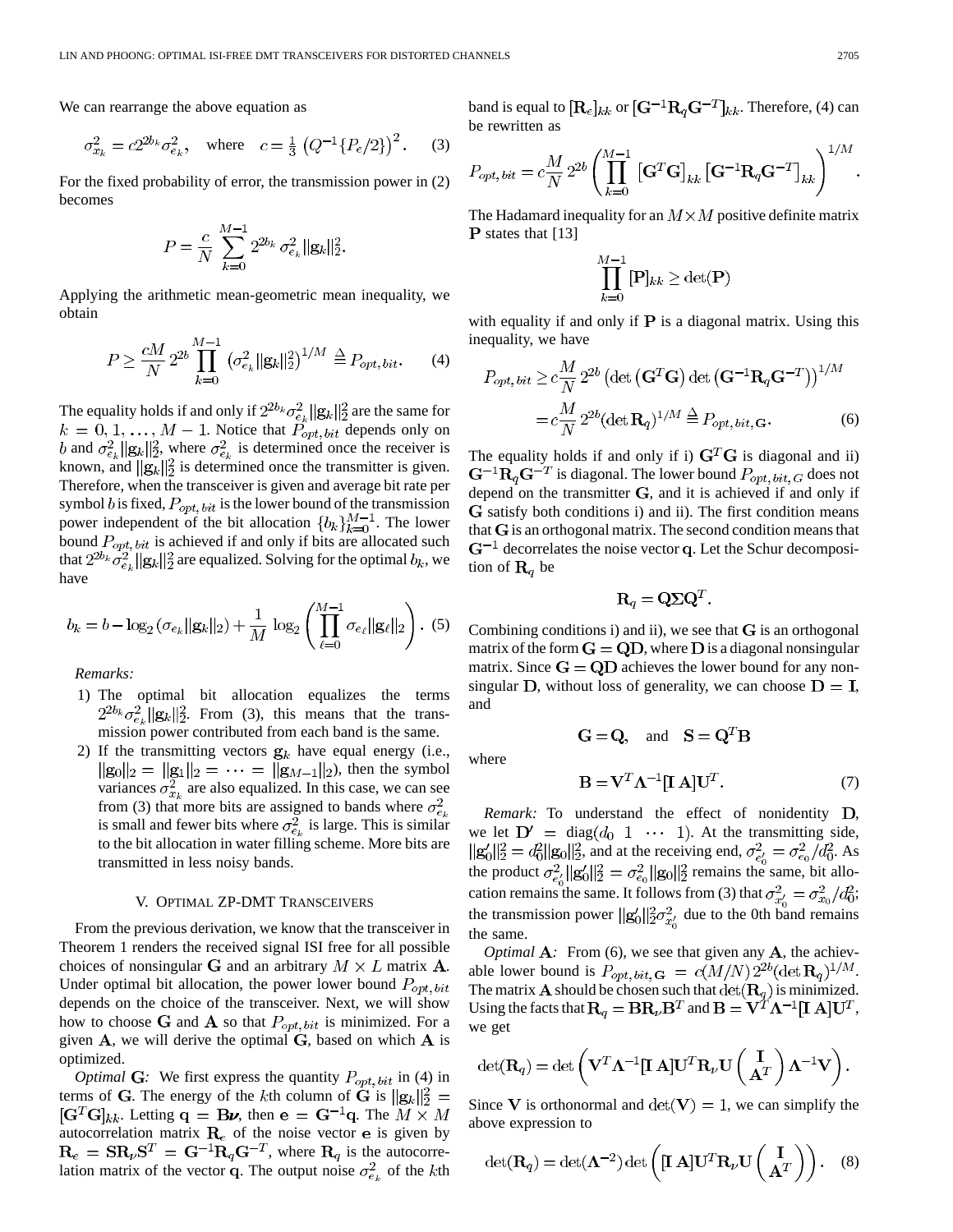We can rearrange the above equation as

$$\sigma_{x_k}^2 = c2^{2b_k}\sigma_{e_k}^2, \quad \text{where} \quad c = \frac{1}{3}\left(Q^{-1}\{P_e/2\}\right)^2. \quad (3)$$

For the fixed probability of error, the transmission power in (2) becomes

$$P = \frac{c}{N}\sum_{k=0}^{M-1} 2^{2b_k}\,\sigma_{e_k}^2\|\mathbf{g}_k\|_2^2.$$

Applying the arithmetic mean-geometric mean inequality, we obtain

$$P \geq \frac{cM}{N}\,2^{2b}\prod_{k=0}^{M-1}\left(\sigma_{e_k}^2\|\mathbf{g}_k\|_2^2\right)^{1/M} \triangleq P_{opt,\,bit}. \quad (4)$$

The equality holds if and only if $2^{2b_k}\sigma_{e_k}^2\|\mathbf{g}_k\|_2^2$ are the same for $k = 0, 1, \ldots, M-1$. Notice that $P_{opt,\,bit}$ depends only on $b$ and $\sigma_{e_k}^2\|\mathbf{g}_k\|_2^2$, where $\sigma_{e_k}^2$ is determined once the receiver is known, and $\|\mathbf{g}_k\|_2^2$ is determined once the transmitter is given. Therefore, when the transceiver is given and average bit rate per symbol $b$ is fixed, $P_{opt,\,bit}$ is the lower bound of the transmission power independent of the bit allocation $\{b_k\}_{k=0}^{M-1}$. The lower bound $P_{opt,\,bit}$ is achieved if and only if bits are allocated such that $2^{2b_k}\sigma_{e_k}^2\|\mathbf{g}_k\|_2^2$ are equalized. Solving for the optimal $b_k$, we have

$$b_k = b - \log_2(\sigma_{e_k}\|\mathbf{g}_k\|_2) + \frac{1}{M}\log_2\left(\prod_{\ell=0}^{M-1}\sigma_{e_\ell}\|\mathbf{g}_\ell\|_2\right). \quad (5)$$

*Remarks:*

1) The optimal bit allocation equalizes the terms $2^{2b_k}\sigma_{e_k}^2\|\mathbf{g}_k\|_2^2$. From (3), this means that the transmission power contributed from each band is the same.
2) If the transmitting vectors $\mathbf{g}_k$ have equal energy (i.e., $\|\mathbf{g}_0\|_2 = \|\mathbf{g}_1\|_2 = \cdots = \|\mathbf{g}_{M-1}\|_2$), then the symbol variances $\sigma_{x_k}^2$ are also equalized. In this case, we can see from (3) that more bits are assigned to bands where $\sigma_{e_k}^2$ is small and fewer bits where $\sigma_{e_k}^2$ is large. This is similar to the bit allocation in water filling scheme. More bits are transmitted in less noisy bands.

## V. Optimal ZP-DMT Transceivers

From the previous derivation, we know that the transceiver in Theorem 1 renders the received signal ISI free for all possible choices of nonsingular $\mathbf{G}$ and an arbitrary $M \times L$ matrix $\mathbf{A}$. Under optimal bit allocation, the power lower bound $P_{opt,\,bit}$ depends on the choice of the transceiver. Next, we will show how to choose $\mathbf{G}$ and $\mathbf{A}$ so that $P_{opt,\,bit}$ is minimized. For a given $\mathbf{A}$, we will derive the optimal $\mathbf{G}$, based on which $\mathbf{A}$ is optimized.

*Optimal* $\mathbf{G}$*:* We first express the quantity $P_{opt,\,bit}$ in (4) in terms of $\mathbf{G}$. The energy of the $k$th column of $\mathbf{G}$ is $\|\mathbf{g}_k\|_2^2 = [\mathbf{G}^T\mathbf{G}]_{kk}$. Letting $\mathbf{q} = \mathbf{B}\boldsymbol{\nu}$, then $\mathbf{e} = \mathbf{G}^{-1}\mathbf{q}$. The $M \times M$ autocorrelation matrix $\mathbf{R}_e$ of the noise vector $\mathbf{e}$ is given by $\mathbf{R}_e = \mathbf{S}\mathbf{R}_\nu\mathbf{S}^T = \mathbf{G}^{-1}\mathbf{R}_q\mathbf{G}^{-T}$, where $\mathbf{R}_q$ is the autocorrelation matrix of the vector $\mathbf{q}$. The output noise $\sigma_{e_k}^2$ of the $k$th band is equal to $[\mathbf{R}_e]_{kk}$ or $[\mathbf{G}^{-1}\mathbf{R}_q\mathbf{G}^{-T}]_{kk}$. Therefore, (4) can be rewritten as

$$P_{opt,\,bit} = c\frac{M}{N}\,2^{2b}\left(\prod_{k=0}^{M-1}\left[\mathbf{G}^T\mathbf{G}\right]_{kk}\left[\mathbf{G}^{-1}\mathbf{R}_q\mathbf{G}^{-T}\right]_{kk}\right)^{1/M}.$$

The Hadamard inequality for an $M \times M$ positive definite matrix $\mathbf{P}$ states that [13]

$$\prod_{k=0}^{M-1}[\mathbf{P}]_{kk} \geq \det(\mathbf{P})$$

with equality if and only if $\mathbf{P}$ is a diagonal matrix. Using this inequality, we have

$$\begin{aligned} P_{opt,\,bit} &\geq c\frac{M}{N}\,2^{2b}\left(\det\left(\mathbf{G}^T\mathbf{G}\right)\det\left(\mathbf{G}^{-1}\mathbf{R}_q\mathbf{G}^{-T}\right)\right)^{1/M} \\ &= c\frac{M}{N}\,2^{2b}(\det\mathbf{R}_q)^{1/M} \triangleq P_{opt,\,bit,\,\mathbf{G}}. \end{aligned} \quad (6)$$

The equality holds if and only if i) $\mathbf{G}^T\mathbf{G}$ is diagonal and ii) $\mathbf{G}^{-1}\mathbf{R}_q\mathbf{G}^{-T}$ is diagonal. The lower bound $P_{opt,\,bit,\,G}$ does not depend on the transmitter $\mathbf{G}$, and it is achieved if and only if $\mathbf{G}$ satisfy both conditions i) and ii). The first condition means that $\mathbf{G}$ is an orthogonal matrix. The second condition means that $\mathbf{G}^{-1}$ decorrelates the noise vector $\mathbf{q}$. Let the Schur decomposition of $\mathbf{R}_q$ be

$$\mathbf{R}_q = \mathbf{Q}\boldsymbol{\Sigma}\mathbf{Q}^T.$$

Combining conditions i) and ii), we see that $\mathbf{G}$ is an orthogonal matrix of the form $\mathbf{G} = \mathbf{Q}\mathbf{D}$, where $\mathbf{D}$ is a diagonal nonsingular matrix. Since $\mathbf{G} = \mathbf{Q}\mathbf{D}$ achieves the lower bound for any nonsingular $\mathbf{D}$, without loss of generality, we can choose $\mathbf{D} = \mathbf{I}$, and

$$\mathbf{G} = \mathbf{Q}, \quad \text{and} \quad \mathbf{S} = \mathbf{Q}^T\mathbf{B}$$

where

$$\mathbf{B} = \mathbf{V}^T\boldsymbol{\Lambda}^{-1}[\mathbf{I}\ \mathbf{A}]\mathbf{U}^T. \quad (7)$$

*Remark:* To understand the effect of nonidentity $\mathbf{D}$, we let $\mathbf{D}' = \text{diag}(d_0\ 1\ \cdots\ 1)$. At the transmitting side, $\|\mathbf{g}_0'\|_2^2 = d_0^2\|\mathbf{g}_0\|_2^2$, and at the receiving end, $\sigma_{e_0'}^2 = \sigma_{e_0}^2/d_0^2$. As the product $\sigma_{e_0'}^2\|\mathbf{g}_0'\|_2^2 = \sigma_{e_0}^2\|\mathbf{g}_0\|_2^2$ remains the same, bit allocation remains the same. It follows from (3) that $\sigma_{x_0'}^2 = \sigma_{x_0}^2/d_0^2$; the transmission power $\|\mathbf{g}_0'\|_2^2\sigma_{x_0'}^2$ due to the 0th band remains the same.

*Optimal* $\mathbf{A}$*:* From (6), we see that given any $\mathbf{A}$, the achievable lower bound is $P_{opt,\,bit,\,\mathbf{G}} = c(M/N)\,2^{2b}(\det\mathbf{R}_q)^{1/M}$. The matrix $\mathbf{A}$ should be chosen such that $\det(\mathbf{R}_q)$ is minimized. Using the facts that $\mathbf{R}_q = \mathbf{B}\mathbf{R}_\nu\mathbf{B}^T$ and $\mathbf{B} = \mathbf{V}^T\boldsymbol{\Lambda}^{-1}[\mathbf{I}\ \mathbf{A}]\mathbf{U}^T$, we get

$$\det(\mathbf{R}_q) = \det\left(\mathbf{V}^T\boldsymbol{\Lambda}^{-1}[\mathbf{I}\ \mathbf{A}]\mathbf{U}^T\mathbf{R}_\nu\mathbf{U}\begin{pmatrix}\mathbf{I}\\ \mathbf{A}^T\end{pmatrix}\boldsymbol{\Lambda}^{-1}\mathbf{V}\right).$$

Since $\mathbf{V}$ is orthonormal and $\det(\mathbf{V}) = 1$, we can simplify the above expression to

$$\det(\mathbf{R}_q) = \det(\boldsymbol{\Lambda}^{-2})\det\left([\mathbf{I}\ \mathbf{A}]\mathbf{U}^T\mathbf{R}_\nu\mathbf{U}\begin{pmatrix}\mathbf{I}\\ \mathbf{A}^T\end{pmatrix}\right). \quad (8)$$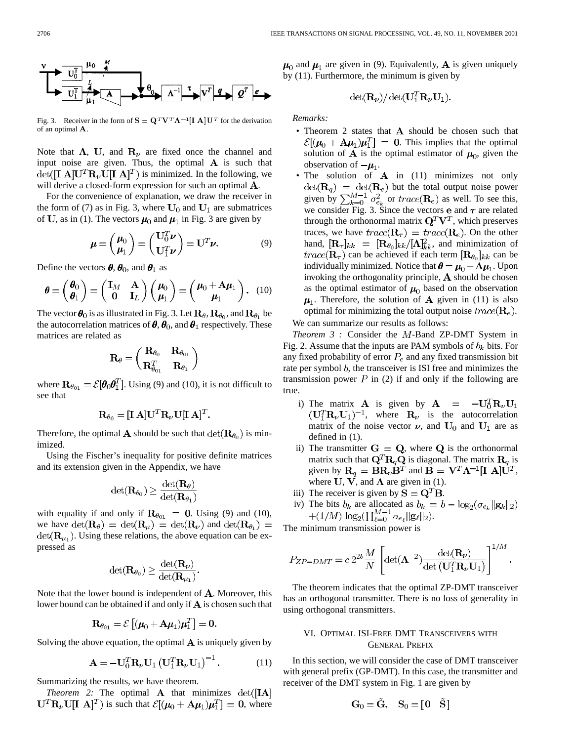Fig. 3. Receiver in the form of $\mathbf{S} = \mathbf{Q}^T\mathbf{V}^T\mathbf{\Lambda}^{-1}[\mathbf{I}\ \mathbf{A}]\mathbf{U}^T$ for the derivation of an optimal $\mathbf{A}$.

Note that $\mathbf{\Lambda}$, $\mathbf{U}$, and $\mathbf{R}_\nu$ are fixed once the channel and input noise are given. Thus, the optimal $\mathbf{A}$ is such that $\det([\mathbf{I}\ \mathbf{A}]\mathbf{U}^T\mathbf{R}_\nu\mathbf{U}[\mathbf{I}\ \mathbf{A}]^T)$ is minimized. In the following, we will derive a closed-form expression for such an optimal $\mathbf{A}$.

For the convenience of explanation, we draw the receiver in the form of (7) as in Fig. 3, where $\mathbf{U}_0$ and $\mathbf{U}_1$ are submatrices of $\mathbf{U}$, as in (1). The vectors $\boldsymbol{\mu}_0$ and $\boldsymbol{\mu}_1$ in Fig. 3 are given by

$$\boldsymbol{\mu} = \begin{pmatrix} \boldsymbol{\mu}_0 \\ \boldsymbol{\mu}_1 \end{pmatrix} = \begin{pmatrix} \mathbf{U}_0^T\boldsymbol{\nu} \\ \mathbf{U}_1^T\boldsymbol{\nu} \end{pmatrix} = \mathbf{U}^T\boldsymbol{\nu}. \tag{9}$$

Define the vectors $\boldsymbol{\theta}$, $\boldsymbol{\theta}_0$, and $\boldsymbol{\theta}_1$ as

$$\boldsymbol{\theta} = \begin{pmatrix} \boldsymbol{\theta}_0 \\ \boldsymbol{\theta}_1 \end{pmatrix} = \begin{pmatrix} \mathbf{I}_M & \mathbf{A} \\ \mathbf{0} & \mathbf{I}_L \end{pmatrix}\begin{pmatrix} \boldsymbol{\mu}_0 \\ \boldsymbol{\mu}_1 \end{pmatrix} = \begin{pmatrix} \boldsymbol{\mu}_0 + \mathbf{A}\boldsymbol{\mu}_1 \\ \boldsymbol{\mu}_1 \end{pmatrix}. \tag{10}$$

The vector $\boldsymbol{\theta}_0$ is as illustrated in Fig. 3. Let $\mathbf{R}_\theta$, $\mathbf{R}_{\theta_0}$, and $\mathbf{R}_{\theta_1}$ be the autocorrelation matrices of $\boldsymbol{\theta}$, $\boldsymbol{\theta}_0$, and $\boldsymbol{\theta}_1$ respectively. These matrices are related as

$$\mathbf{R}_\theta = \begin{pmatrix} \mathbf{R}_{\theta_0} & \mathbf{R}_{\theta_{01}} \\ \mathbf{R}_{\theta_{01}}^T & \mathbf{R}_{\theta_1} \end{pmatrix}$$

where $\mathbf{R}_{\theta_{01}} = \mathcal{E}[\boldsymbol{\theta}_0\boldsymbol{\theta}_1^T]$. Using (9) and (10), it is not difficult to see that

$$\mathbf{R}_{\theta_0} = [\mathbf{I}\ \mathbf{A}]\mathbf{U}^T\mathbf{R}_\nu\mathbf{U}[\mathbf{I}\ \mathbf{A}]^T.$$

Therefore, the optimal $\mathbf{A}$ should be such that $\det(\mathbf{R}_{\theta_0})$ is minimized.

Using the Fischer's inequality for positive definite matrices and its extension given in the Appendix, we have

$$\det(\mathbf{R}_{\theta_0}) \geq \frac{\det(\mathbf{R}_\theta)}{\det(\mathbf{R}_{\theta_1})}$$

with equality if and only if $\mathbf{R}_{\theta_{01}} = \mathbf{0}$. Using (9) and (10), we have $\det(\mathbf{R}_\theta) = \det(\mathbf{R}_\mu) = \det(\mathbf{R}_\nu)$ and $\det(\mathbf{R}_{\theta_1}) = \det(\mathbf{R}_{\mu_1})$. Using these relations, the above equation can be expressed as

$$\det(\mathbf{R}_{\theta_0}) \geq \frac{\det(\mathbf{R}_\nu)}{\det(\mathbf{R}_{\mu_1})}.$$

Note that the lower bound is independent of $\mathbf{A}$. Moreover, this lower bound can be obtained if and only if $\mathbf{A}$ is chosen such that

$$\mathbf{R}_{\theta_{01}} = \mathcal{E}\left[(\boldsymbol{\mu}_0 + \mathbf{A}\boldsymbol{\mu}_1)\boldsymbol{\mu}_1^T\right] = \mathbf{0}.$$

Solving the above equation, the optimal $\mathbf{A}$ is uniquely given by

$$\mathbf{A} = -\mathbf{U}_0^T\mathbf{R}_\nu\mathbf{U}_1\left(\mathbf{U}_1^T\mathbf{R}_\nu\mathbf{U}_1\right)^{-1}. \tag{11}$$

Summarizing the results, we have theorem.

*Theorem 2:* The optimal $\mathbf{A}$ that minimizes $\det([\mathbf{I}\mathbf{A}]\mathbf{U}^T\mathbf{R}_\nu\mathbf{U}[\mathbf{I}\ \mathbf{A}]^T)$ is such that $\mathcal{E}[(\boldsymbol{\mu}_0 + \mathbf{A}\boldsymbol{\mu}_1)\boldsymbol{\mu}_1^T] = \mathbf{0}$, where $\boldsymbol{\mu}_0$ and $\boldsymbol{\mu}_1$ are given in (9). Equivalently, $\mathbf{A}$ is given uniquely by (11). Furthermore, the minimum is given by

$$\det(\mathbf{R}_\nu)/\det(\mathbf{U}_1^T\mathbf{R}_\nu\mathbf{U}_1).$$

*Remarks:*

- Theorem 2 states that $\mathbf{A}$ should be chosen such that $\mathcal{E}[(\boldsymbol{\mu}_0 + \mathbf{A}\boldsymbol{\mu}_1)\boldsymbol{\mu}_1^T] = \mathbf{0}$. This implies that the optimal solution of $\mathbf{A}$ is the optimal estimator of $\boldsymbol{\mu}_0$, given the observation of $-\boldsymbol{\mu}_1$.
- The solution of $\mathbf{A}$ in (11) minimizes not only $\det(\mathbf{R}_q) = \det(\mathbf{R}_e)$ but the total output noise power given by $\sum_{k=0}^{M-1}\sigma_{e_k}^2$ or $trace(\mathbf{R}_e)$ as well. To see this, we consider Fig. 3. Since the vectors $\mathbf{e}$ and $\boldsymbol{\tau}$ are related through the orthonormal matrix $\mathbf{Q}^T\mathbf{V}^T$, which preserves traces, we have $trace(\mathbf{R}_\tau) = trace(\mathbf{R}_e)$. On the other hand, $[\mathbf{R}_\tau]_{kk} = [\mathbf{R}_{\theta_0}]_{kk}/[\mathbf{\Lambda}]_{kk}^2$, and minimization of $trace(\mathbf{R}_\tau)$ can be achieved if each term $[\mathbf{R}_{\theta_0}]_{kk}$ can be individually minimized. Notice that $\boldsymbol{\theta} = \boldsymbol{\mu}_0 + \mathbf{A}\boldsymbol{\mu}_1$. Upon invoking the orthogonality principle, $\mathbf{A}$ should be chosen as the optimal estimator of $\boldsymbol{\mu}_0$ based on the observation $\boldsymbol{\mu}_1$. Therefore, the solution of $\mathbf{A}$ given in (11) is also optimal for minimizing the total output noise $trace(\mathbf{R}_e)$.

We can summarize our results as follows:

*Theorem 3 :* Consider the $M$-Band ZP-DMT System in Fig. 2. Assume that the inputs are PAM symbols of $b_k$ bits. For any fixed probability of error $P_e$ and any fixed transmission bit rate per symbol $b$, the transceiver is ISI free and minimizes the transmission power $P$ in (2) if and only if the following are true.

i) The matrix $\mathbf{A}$ is given by $\mathbf{A} = -\mathbf{U}_0^T\mathbf{R}_\nu\mathbf{U}_1(\mathbf{U}_1^T\mathbf{R}_\nu\mathbf{U}_1)^{-1}$, where $\mathbf{R}_\nu$ is the autocorrelation matrix of the noise vector $\boldsymbol{\nu}$, and $\mathbf{U}_0$ and $\mathbf{U}_1$ are as defined in (1).

ii) The transmitter $\mathbf{G} = \mathbf{Q}$, where $\mathbf{Q}$ is the orthonormal matrix such that $\mathbf{Q}^T\mathbf{R}_q\mathbf{Q}$ is diagonal. The matrix $\mathbf{R}_q$ is given by $\mathbf{R}_q = \mathbf{B}\mathbf{R}_\nu\mathbf{B}^T$ and $\mathbf{B} = \mathbf{V}^T\mathbf{\Lambda}^{-1}[\mathbf{I}\ \mathbf{A}]\mathbf{U}^T$, where $\mathbf{U}$, $\mathbf{V}$, and $\mathbf{\Lambda}$ are given in (1).

iii) The receiver is given by $\mathbf{S} = \mathbf{Q}^T\mathbf{B}$.

iv) The bits $b_k$ are allocated as $b_k = b - \log_2(\sigma_{e_k}\|\mathbf{g}_k\|_2) + (1/M)\log_2(\prod_{\ell=0}^{M-1}\sigma_{e_\ell}\|\mathbf{g}_\ell\|_2)$.

The minimum transmission power is

$$P_{ZP-DMT} = c\,2^{2b}\frac{M}{N}\left[\det(\mathbf{\Lambda}^{-2})\frac{\det(\mathbf{R}_\nu)}{\det\left(\mathbf{U}_1^T\mathbf{R}_\nu\mathbf{U}_1\right)}\right]^{1/M}.$$

The theorem indicates that the optimal ZP-DMT transceiver has an orthogonal transmitter. There is no loss of generality in using orthogonal transmitters.

## VI. Optimal ISI-Free DMT Transceivers with General Prefix

In this section, we will consider the case of DMT transceiver with general prefix (GP-DMT). In this case, the transmitter and receiver of the DMT system in Fig. 1 are given by

$$\mathbf{G}_0 = \tilde{\mathbf{G}}, \quad \mathbf{S}_0 = [\mathbf{0}\quad \tilde{\mathbf{S}}]$$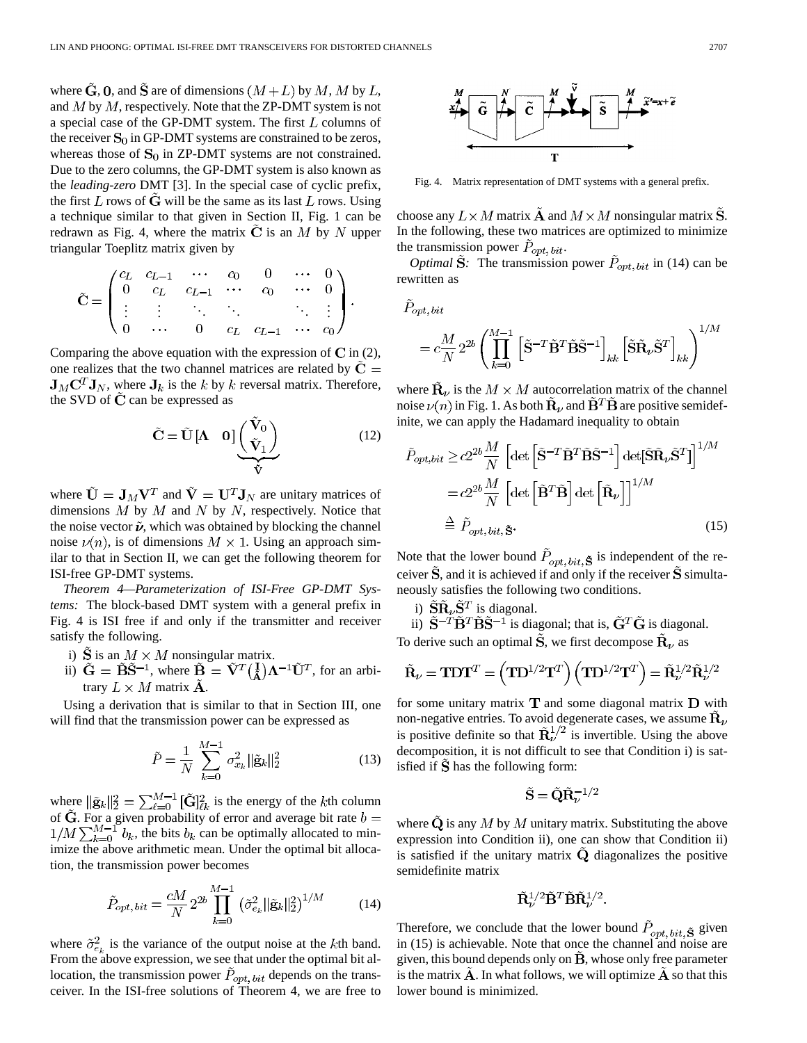where $\tilde{\mathbf{G}}$, $\mathbf{0}$, and $\tilde{\mathbf{S}}$ are of dimensions $(M+L)$ by $M$, $M$ by $L$, and $M$ by $M$, respectively. Note that the ZP-DMT system is not a special case of the GP-DMT system. The first $L$ columns of the receiver $\mathbf{S}_0$ in GP-DMT systems are constrained to be zeros, whereas those of $\mathbf{S}_0$ in ZP-DMT systems are not constrained. Due to the zero columns, the GP-DMT system is also known as the *leading-zero* DMT [3]. In the special case of cyclic prefix, the first $L$ rows of $\tilde{\mathbf{G}}$ will be the same as its last $L$ rows. Using a technique similar to that given in Section II, Fig. 1 can be redrawn as Fig. 4, where the matrix $\tilde{\mathbf{C}}$ is an $M$ by $N$ upper triangular Toeplitz matrix given by

$$\tilde{\mathbf{C}} = \begin{pmatrix} c_L & c_{L-1} & \cdots & c_0 & 0 & \cdots & 0 \\ 0 & c_L & c_{L-1} & \cdots & c_0 & \cdots & 0 \\ \vdots & \vdots & \ddots & \ddots & & \ddots & \vdots \\ 0 & \cdots & 0 & c_L & c_{L-1} & \cdots & c_0 \end{pmatrix}.$$

Comparing the above equation with the expression of $\mathbf{C}$ in (2), one realizes that the two channel matrices are related by $\tilde{\mathbf{C}} = \mathbf{J}_M \mathbf{C}^T \mathbf{J}_N$, where $\mathbf{J}_k$ is the $k$ by $k$ reversal matrix. Therefore, the SVD of $\tilde{\mathbf{C}}$ can be expressed as

$$\tilde{\mathbf{C}} = \tilde{\mathbf{U}} [\mathbf{\Lambda} \quad \mathbf{0}] \underbrace{\begin{pmatrix} \tilde{\mathbf{V}}_0 \\ \tilde{\mathbf{V}}_1 \end{pmatrix}}_{\tilde{\mathbf{V}}} \tag{12}$$

where $\tilde{\mathbf{U}} = \mathbf{J}_M \mathbf{V}^T$ and $\tilde{\mathbf{V}} = \mathbf{U}^T \mathbf{J}_N$ are unitary matrices of dimensions $M$ by $M$ and $N$ by $N$, respectively. Notice that the noise vector $\tilde{\boldsymbol{\nu}}$, which was obtained by blocking the channel noise $\nu(n)$, is of dimensions $M \times 1$. Using an approach similar to that in Section II, we can get the following theorem for ISI-free GP-DMT systems.

*Theorem 4—Parameterization of ISI-Free GP-DMT Systems:* The block-based DMT system with a general prefix in Fig. 4 is ISI free if and only if the transmitter and receiver satisfy the following.

i) $\tilde{\mathbf{S}}$ is an $M \times M$ nonsingular matrix.
ii) $\tilde{\mathbf{G}} = \tilde{\mathbf{B}} \tilde{\mathbf{S}}^{-1}$, where $\tilde{\mathbf{B}} = \tilde{\mathbf{V}}^T \binom{\mathbf{I}}{\tilde{\mathbf{A}}} \mathbf{\Lambda}^{-1} \tilde{\mathbf{U}}^T$, for an arbitrary $L \times M$ matrix $\tilde{\mathbf{A}}$.

Using a derivation that is similar to that in Section III, one will find that the transmission power can be expressed as

$$\tilde{P} = \frac{1}{N} \sum_{k=0}^{M-1} \sigma_{x_k}^2 \|\tilde{\mathbf{g}}_k\|_2^2 \tag{13}$$

where $\|\tilde{\mathbf{g}}_k\|_2^2 = \sum_{\ell=0}^{M-1} [\tilde{\mathbf{G}}]_{\ell k}^2$ is the energy of the $k$th column of $\tilde{\mathbf{G}}$. For a given probability of error and average bit rate $b = 1/M \sum_{k=0}^{M-1} b_k$, the bits $b_k$ can be optimally allocated to minimize the above arithmetic mean. Under the optimal bit allocation, the transmission power becomes

$$\tilde{P}_{opt,bit} = \frac{cM}{N} 2^{2b} \prod_{k=0}^{M-1} \left( \tilde{\sigma}_{e_k}^2 \|\tilde{\mathbf{g}}_k\|_2^2 \right)^{1/M} \tag{14}$$

where $\tilde{\sigma}_{e_k}^2$ is the variance of the output noise at the $k$th band. From the above expression, we see that under the optimal bit allocation, the transmission power $\tilde{P}_{opt,bit}$ depends on the transceiver. In the ISI-free solutions of Theorem 4, we are free to choose any $L \times M$ matrix $\tilde{\mathbf{A}}$ and $M \times M$ nonsingular matrix $\tilde{\mathbf{S}}$. In the following, these two matrices are optimized to minimize the transmission power $\tilde{P}_{opt,bit}$.

M N M $\tilde{\nu}$ M
x $\tilde{\mathbf{G}}$ $\tilde{\mathbf{C}}$ $\tilde{\mathbf{S}}$ $\tilde{x}'=x+\tilde{e}$
T

Fig. 4. Matrix representation of DMT systems with a general prefix.

*Optimal* $\tilde{\mathbf{S}}$*:* The transmission power $\tilde{P}_{opt,bit}$ in (14) can be rewritten as

$$\tilde{P}_{opt,bit} = c\frac{M}{N} 2^{2b} \left( \prod_{k=0}^{M-1} \left[ \tilde{\mathbf{S}}^{-T} \tilde{\mathbf{B}}^T \tilde{\mathbf{B}} \tilde{\mathbf{S}}^{-1} \right]_{kk} \left[ \tilde{\mathbf{S}} \tilde{\mathbf{R}}_\nu \tilde{\mathbf{S}}^T \right]_{kk} \right)^{1/M}$$

where $\tilde{\mathbf{R}}_\nu$ is the $M \times M$ autocorrelation matrix of the channel noise $\nu(n)$ in Fig. 1. As both $\tilde{\mathbf{R}}_\nu$ and $\tilde{\mathbf{B}}^T \tilde{\mathbf{B}}$ are positive semidefinite, we can apply the Hadamard inequality to obtain

$$\begin{aligned} \tilde{P}_{opt,bit} &\geq c 2^{2b} \frac{M}{N} \left[ \det \left[ \tilde{\mathbf{S}}^{-T} \tilde{\mathbf{B}}^T \tilde{\mathbf{B}} \tilde{\mathbf{S}}^{-1} \right] \det [\tilde{\mathbf{S}} \tilde{\mathbf{R}}_\nu \tilde{\mathbf{S}}^T] \right]^{1/M} \\ &= c 2^{2b} \frac{M}{N} \left[ \det \left[ \tilde{\mathbf{B}}^T \tilde{\mathbf{B}} \right] \det \left[ \tilde{\mathbf{R}}_\nu \right] \right]^{1/M} \\ &\triangleq \tilde{P}_{opt,bit,\tilde{\mathbf{S}}}. \end{aligned} \tag{15}$$

Note that the lower bound $\tilde{P}_{opt,bit,\tilde{\mathbf{S}}}$ is independent of the receiver $\tilde{\mathbf{S}}$, and it is achieved if and only if the receiver $\tilde{\mathbf{S}}$ simultaneously satisfies the following two conditions.

i) $\tilde{\mathbf{S}} \tilde{\mathbf{R}}_\nu \tilde{\mathbf{S}}^T$ is diagonal.
ii) $\tilde{\mathbf{S}}^{-T} \tilde{\mathbf{B}}^T \tilde{\mathbf{B}} \tilde{\mathbf{S}}^{-1}$ is diagonal; that is, $\tilde{\mathbf{G}}^T \tilde{\mathbf{G}}$ is diagonal.

To derive such an optimal $\tilde{\mathbf{S}}$, we first decompose $\tilde{\mathbf{R}}_\nu$ as

$$\tilde{\mathbf{R}}_\nu = \mathbf{T} \mathbf{D} \mathbf{T}^T = \left( \mathbf{T} \mathbf{D}^{1/2} \mathbf{T}^T \right) \left( \mathbf{T} \mathbf{D}^{1/2} \mathbf{T}^T \right) = \tilde{\mathbf{R}}_\nu^{1/2} \tilde{\mathbf{R}}_\nu^{1/2}$$

for some unitary matrix $\mathbf{T}$ and some diagonal matrix $\mathbf{D}$ with non-negative entries. To avoid degenerate cases, we assume $\tilde{\mathbf{R}}_\nu$ is positive definite so that $\tilde{\mathbf{R}}_\nu^{1/2}$ is invertible. Using the above decomposition, it is not difficult to see that Condition i) is satisfied if $\tilde{\mathbf{S}}$ has the following form:

$$\tilde{\mathbf{S}} = \tilde{\mathbf{Q}} \tilde{\mathbf{R}}_\nu^{-1/2}$$

where $\tilde{\mathbf{Q}}$ is any $M$ by $M$ unitary matrix. Substituting the above expression into Condition ii), one can show that Condition ii) is satisfied if the unitary matrix $\tilde{\mathbf{Q}}$ diagonalizes the positive semidefinite matrix

$$\tilde{\mathbf{R}}_\nu^{1/2} \tilde{\mathbf{B}}^T \tilde{\mathbf{B}} \tilde{\mathbf{R}}_\nu^{1/2}.$$

Therefore, we conclude that the lower bound $\tilde{P}_{opt,bit,\tilde{\mathbf{S}}}$ given in (15) is achievable. Note that once the channel and noise are given, this bound depends only on $\tilde{\mathbf{B}}$, whose only free parameter is the matrix $\tilde{\mathbf{A}}$. In what follows, we will optimize $\tilde{\mathbf{A}}$ so that this lower bound is minimized.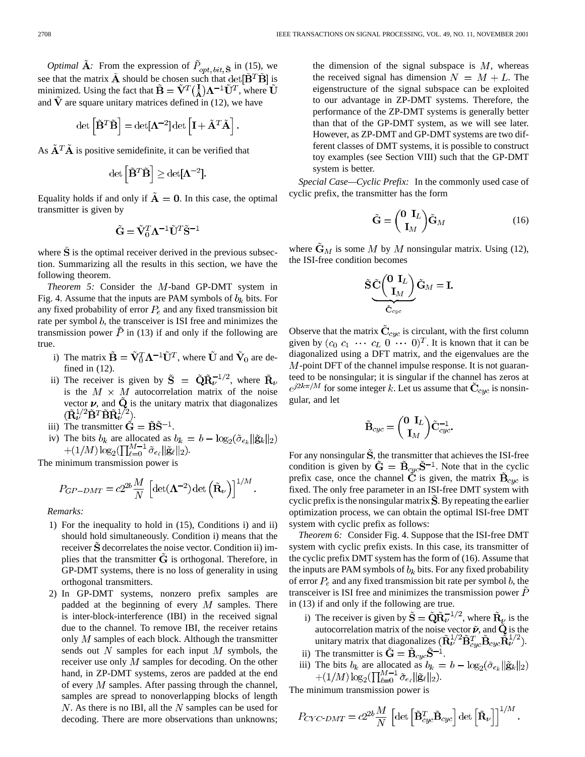*Optimal* $\tilde{\mathbf{A}}$*:* From the expression of $\tilde{P}_{opt,bit,\tilde{\mathbf{S}}}$ in (15), we see that the matrix $\tilde{\mathbf{A}}$ should be chosen such that $\det[\tilde{\mathbf{B}}^T\tilde{\mathbf{B}}]$ is minimized. Using the fact that $\tilde{\mathbf{B}} = \tilde{\mathbf{V}}^T\binom{\mathbf{I}}{\tilde{\mathbf{A}}}\mathbf{\Lambda}^{-1}\tilde{\mathbf{U}}^T$, where $\tilde{\mathbf{U}}$ and $\tilde{\mathbf{V}}$ are square unitary matrices defined in (12), we have

$$\det\left[\tilde{\mathbf{B}}^T\tilde{\mathbf{B}}\right] = \det[\mathbf{\Lambda}^{-2}]\det\left[\mathbf{I} + \tilde{\mathbf{A}}^T\tilde{\mathbf{A}}\right].$$

As $\tilde{\mathbf{A}}^T\tilde{\mathbf{A}}$ is positive semidefinite, it can be verified that

$$\det\left[\tilde{\mathbf{B}}^T\tilde{\mathbf{B}}\right] \geq \det[\mathbf{\Lambda}^{-2}].$$

Equality holds if and only if $\tilde{\mathbf{A}} = \mathbf{0}$. In this case, the optimal transmitter is given by

$$\tilde{\mathbf{G}} = \tilde{\mathbf{V}}_0^T\mathbf{\Lambda}^{-1}\tilde{\mathbf{U}}^T\tilde{\mathbf{S}}^{-1}$$

where $\tilde{\mathbf{S}}$ is the optimal receiver derived in the previous subsection. Summarizing all the results in this section, we have the following theorem.

*Theorem 5:* Consider the $M$-band GP-DMT system in Fig. 4. Assume that the inputs are PAM symbols of $b_k$ bits. For any fixed probability of error $P_e$ and any fixed transmission bit rate per symbol $b$, the transceiver is ISI free and minimizes the transmission power $\tilde{P}$ in (13) if and only if the following are true.

i) The matrix $\tilde{\mathbf{B}} = \tilde{\mathbf{V}}_0^T\mathbf{\Lambda}^{-1}\tilde{\mathbf{U}}^T$, where $\tilde{\mathbf{U}}$ and $\tilde{\mathbf{V}}_0$ are defined in (12).

ii) The receiver is given by $\tilde{\mathbf{S}} = \tilde{\mathbf{Q}}\tilde{\mathbf{R}}_\nu^{-1/2}$, where $\tilde{\mathbf{R}}_\nu$ is the $M \times M$ autocorrelation matrix of the noise vector $\boldsymbol{\nu}$, and $\tilde{\mathbf{Q}}$ is the unitary matrix that diagonalizes $(\tilde{\mathbf{R}}_\nu^{1/2}\tilde{\mathbf{B}}^T\tilde{\mathbf{B}}\tilde{\mathbf{R}}_\nu^{1/2})$.

iii) The transmitter $\tilde{\mathbf{G}} = \tilde{\mathbf{B}}\tilde{\mathbf{S}}^{-1}$.

iv) The bits $b_k$ are allocated as $b_k = b - \log_2(\tilde{\sigma}_{e_k}\|\tilde{\mathbf{g}}_k\|_2) + (1/M)\log_2(\prod_{\ell=0}^{M-1}\tilde{\sigma}_{e_\ell}\|\tilde{\mathbf{g}}_\ell\|_2)$.

The minimum transmission power is

$$P_{GP-DMT} = c2^{2b}\frac{M}{N}\left[\det(\mathbf{\Lambda}^{-2})\det\left(\tilde{\mathbf{R}}_\nu\right)\right]^{1/M}.$$

*Remarks:*

1) For the inequality to hold in (15), Conditions i) and ii) should hold simultaneously. Condition i) means that the receiver $\tilde{\mathbf{S}}$ decorrelates the noise vector. Condition ii) implies that the transmitter $\tilde{\mathbf{G}}$ is orthogonal. Therefore, in GP-DMT systems, there is no loss of generality in using orthogonal transmitters.

2) In GP-DMT systems, nonzero prefix samples are padded at the beginning of every $M$ samples. There is inter-block-interference (IBI) in the received signal due to the channel. To remove IBI, the receiver retains only $M$ samples of each block. Although the transmitter sends out $N$ samples for each input $M$ symbols, the receiver use only $M$ samples for decoding. On the other hand, in ZP-DMT systems, zeros are padded at the end of every $M$ samples. After passing through the channel, samples are spread to nonoverlapping blocks of length $N$. As there is no IBI, all the $N$ samples can be used for decoding. There are more observations than unknowns; the dimension of the signal subspace is $M$, whereas the received signal has dimension $N = M + L$. The eigenstructure of the signal subspace can be exploited to our advantage in ZP-DMT systems. Therefore, the performance of the ZP-DMT systems is generally better than that of the GP-DMT system, as we will see later. However, as ZP-DMT and GP-DMT systems are two different classes of DMT systems, it is possible to construct toy examples (see Section VIII) such that the GP-DMT system is better.

*Special Case—Cyclic Prefix:* In the commonly used case of cyclic prefix, the transmitter has the form

$$\tilde{\mathbf{G}} = \begin{pmatrix}\mathbf{0} & \mathbf{I}_L\\ \mathbf{I}_M & \end{pmatrix}\tilde{\mathbf{G}}_M \tag{16}$$

where $\tilde{\mathbf{G}}_M$ is some $M$ by $M$ nonsingular matrix. Using (12), the ISI-free condition becomes

$$\tilde{\mathbf{S}}\underbrace{\tilde{\mathbf{C}}\begin{pmatrix}\mathbf{0} & \mathbf{I}_L\\ \mathbf{I}_M & \end{pmatrix}}_{\tilde{\mathbf{C}}_{cyc}}\tilde{\mathbf{G}}_M = \mathbf{I}.$$

Observe that the matrix $\tilde{\mathbf{C}}_{cyc}$ is circulant, with the first column given by $(c_0\ c_1\ \cdots\ c_L\ 0\ \cdots\ 0)^T$. It is known that it can be diagonalized using a DFT matrix, and the eigenvalues are the $M$-point DFT of the channel impulse response. It is not guaranteed to be nonsingular; it is singular if the channel has zeros at $e^{j2k\pi/M}$ for some integer $k$. Let us assume that $\tilde{\mathbf{C}}_{cyc}$ is nonsingular, and let

$$\tilde{\mathbf{B}}_{cyc} = \begin{pmatrix}\mathbf{0} & \mathbf{I}_L\\ \mathbf{I}_M & \end{pmatrix}\tilde{\mathbf{C}}_{cyc}^{-1}.$$

For any nonsingular $\tilde{\mathbf{S}}$, the transmitter that achieves the ISI-free condition is given by $\tilde{\mathbf{G}} = \tilde{\mathbf{B}}_{cyc}\tilde{\mathbf{S}}^{-1}$. Note that in the cyclic prefix case, once the channel $\tilde{\mathbf{C}}$ is given, the matrix $\tilde{\mathbf{B}}_{cyc}$ is fixed. The only free parameter in an ISI-free DMT system with cyclic prefix is the nonsingular matrix $\tilde{\mathbf{S}}$. By repeating the earlier optimization process, we can obtain the optimal ISI-free DMT system with cyclic prefix as follows:

*Theorem 6:* Consider Fig. 4. Suppose that the ISI-free DMT system with cyclic prefix exists. In this case, its transmitter of the cyclic prefix DMT system has the form of (16). Assume that the inputs are PAM symbols of $b_k$ bits. For any fixed probability of error $P_e$ and any fixed transmission bit rate per symbol $b$, the transceiver is ISI free and minimizes the transmission power $\tilde{P}$ in (13) if and only if the following are true.

i) The receiver is given by $\tilde{\mathbf{S}} = \tilde{\mathbf{Q}}\tilde{\mathbf{R}}_\nu^{-1/2}$, where $\tilde{\mathbf{R}}_\nu$ is the autocorrelation matrix of the noise vector $\tilde{\boldsymbol{\nu}}$, and $\tilde{\mathbf{Q}}$ is the unitary matrix that diagonalizes $(\tilde{\mathbf{R}}_\nu^{1/2}\tilde{\mathbf{B}}_{cyc}^T\tilde{\mathbf{B}}_{cyc}\tilde{\mathbf{R}}_\nu^{1/2})$.

ii) The transmitter is $\tilde{\mathbf{G}} = \tilde{\mathbf{B}}_{cyc}\tilde{\mathbf{S}}^{-1}$.

iii) The bits $b_k$ are allocated as $b_k = b - \log_2(\tilde{\sigma}_{e_k}\|\tilde{\mathbf{g}}_k\|_2) + (1/M)\log_2(\prod_{\ell=0}^{M-1}\tilde{\sigma}_{e_\ell}\|\tilde{\mathbf{g}}_\ell\|_2)$.

The minimum transmission power is

$$P_{CYC\text{-}DMT} = c2^{2b}\frac{M}{N}\left[\det\left[\tilde{\mathbf{B}}_{cyc}^T\tilde{\mathbf{B}}_{cyc}\right]\det\left[\tilde{\mathbf{R}}_\nu\right]\right]^{1/M}.$$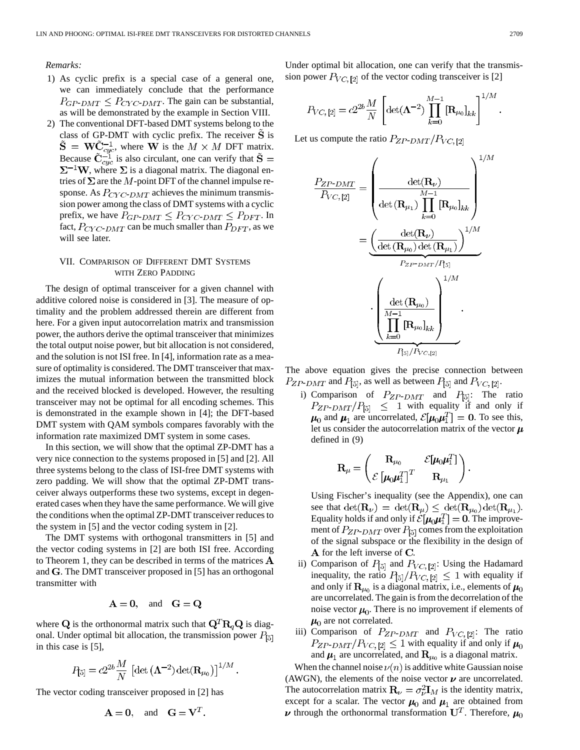*Remarks:*

1) As cyclic prefix is a special case of a general one, we can immediately conclude that the performance $P_{GP\text{-}DMT} \leq P_{CYC\text{-}DMT}$. The gain can be substantial, as will be demonstrated by the example in Section VIII.
2) The conventional DFT-based DMT systems belong to the class of GP-DMT with cyclic prefix. The receiver $\tilde{\mathbf{S}}$ is $\tilde{\mathbf{S}} = \mathbf{W}\tilde{\mathbf{C}}_{cyc}^{-1}$, where $\mathbf{W}$ is the $M \times M$ DFT matrix. Because $\tilde{\mathbf{C}}_{cyc}^{-1}$ is also circulant, one can verify that $\tilde{\mathbf{S}} = \mathbf{\Sigma}^{-1}\mathbf{W}$, where $\mathbf{\Sigma}$ is a diagonal matrix. The diagonal entries of $\mathbf{\Sigma}$ are the $M$-point DFT of the channel impulse response. As $P_{CYC\text{-}DMT}$ achieves the minimum transmission power among the class of DMT systems with a cyclic prefix, we have $P_{GP\text{-}DMT} \leq P_{CYC\text{-}DMT} \leq P_{DFT}$. In fact, $P_{CYC\text{-}DMT}$ can be much smaller than $P_{DFT}$, as we will see later.

## VII. Comparison of Different DMT Systems with Zero Padding

The design of optimal transceiver for a given channel with additive colored noise is considered in [3]. The measure of optimality and the problem addressed therein are different from here. For a given input autocorrelation matrix and transmission power, the authors derive the optimal transceiver that minimizes the total output noise power, but bit allocation is not considered, and the solution is not ISI free. In [4], information rate as a measure of optimality is considered. The DMT transceiver that maximizes the mutual information between the transmitted block and the received blocked is developed. However, the resulting transceiver may not be optimal for all encoding schemes. This is demonstrated in the example shown in [4]; the DFT-based DMT system with QAM symbols compares favorably with the information rate maximized DMT system in some cases.

In this section, we will show that the optimal ZP-DMT has a very nice connection to the systems proposed in [5] and [2]. All three systems belong to the class of ISI-free DMT systems with zero padding. We will show that the optimal ZP-DMT transceiver always outperforms these two systems, except in degenerated cases when they have the same performance. We will give the conditions when the optimal ZP-DMT transceiver reduces to the system in [5] and the vector coding system in [2].

The DMT systems with orthogonal transmitters in [5] and the vector coding systems in [2] are both ISI free. According to Theorem 1, they can be described in terms of the matrices $\mathbf{A}$ and $\mathbf{G}$. The DMT transceiver proposed in [5] has an orthogonal transmitter with

$$\mathbf{A} = \mathbf{0}, \quad \text{and} \quad \mathbf{G} = \mathbf{Q}$$

where $\mathbf{Q}$ is the orthonormal matrix such that $\mathbf{Q}^T\mathbf{R}_q\mathbf{Q}$ is diagonal. Under optimal bit allocation, the transmission power $P_{[5]}$ in this case is [5],

$$P_{[5]} = c2^{2b}\frac{M}{N}\left[\det\left(\mathbf{\Lambda}^{-2}\right)\det(\mathbf{R}_{\mu_0})\right]^{1/M}.$$

The vector coding transceiver proposed in [2] has

$$\mathbf{A} = \mathbf{0}, \quad \text{and} \quad \mathbf{G} = \mathbf{V}^T.$$

Under optimal bit allocation, one can verify that the transmission power $P_{VC,[2]}$ of the vector coding transceiver is [2]

$$P_{VC,[2]} = c2^{2b}\frac{M}{N}\left[\det(\mathbf{\Lambda}^{-2})\prod_{k=0}^{M-1}[\mathbf{R}_{\mu_0}]_{kk}\right]^{1/M}.$$

Let us compute the ratio $P_{ZP\text{-}DMT}/P_{VC,[2]}$

$$\frac{P_{ZP\text{-}DMT}}{P_{VC,[2]}} = \left(\frac{\det(\mathbf{R}_\nu)}{\det\left(\mathbf{R}_{\mu_1}\right)\prod_{k=0}^{M-1}[\mathbf{R}_{\mu_0}]_{kk}}\right)^{1/M}$$
$$= \underbrace{\left(\frac{\det(\mathbf{R}_\nu)}{\det\left(\mathbf{R}_{\mu_0}\right)\det\left(\mathbf{R}_{\mu_1}\right)}\right)^{1/M}}_{P_{ZP\text{-}DMT}/P_{[5]}} \cdot \underbrace{\left(\frac{\det\left(\mathbf{R}_{\mu_0}\right)}{\prod_{k=0}^{M-1}[\mathbf{R}_{\mu_0}]_{kk}}\right)^{1/M}}_{P_{[5]}/P_{VC,[2]}}.$$

The above equation gives the precise connection between $P_{ZP\text{-}DMT}$ and $P_{[5]}$, as well as between $P_{[5]}$ and $P_{VC,[2]}$.

i) Comparison of $P_{ZP\text{-}DMT}$ and $P_{[5]}$: The ratio $P_{ZP\text{-}DMT}/P_{[5]} \leq 1$ with equality if and only if $\boldsymbol{\mu}_0$ and $\boldsymbol{\mu}_1$ are uncorrelated, $\mathcal{E}[\boldsymbol{\mu}_0\boldsymbol{\mu}_1^T] = \mathbf{0}$. To see this, let us consider the autocorrelation matrix of the vector $\boldsymbol{\mu}$ defined in (9)

$$\mathbf{R}_\mu = \begin{pmatrix} \mathbf{R}_{\mu_0} & \mathcal{E}[\boldsymbol{\mu}_0\boldsymbol{\mu}_1^T] \\ \mathcal{E}\left[\boldsymbol{\mu}_0\boldsymbol{\mu}_1^T\right]^T & \mathbf{R}_{\mu_1} \end{pmatrix}.$$

Using Fischer's inequality (see the Appendix), one can see that $\det(\mathbf{R}_\nu) = \det(\mathbf{R}_\mu) \leq \det(\mathbf{R}_{\mu_0})\det(\mathbf{R}_{\mu_1})$. Equality holds if and only if $\mathcal{E}[\boldsymbol{\mu}_0\boldsymbol{\mu}_1^T] = \mathbf{0}$. The improvement of $P_{ZP\text{-}DMT}$ over $P_{[5]}$ comes from the exploitation of the signal subspace or the flexibility in the design of $\mathbf{A}$ for the left inverse of $\mathbf{C}$.

ii) Comparison of $P_{[5]}$ and $P_{VC,[2]}$: Using the Hadamard inequality, the ratio $P_{[5]}/P_{VC,[2]} \leq 1$ with equality if and only if $\mathbf{R}_{\mu_0}$ is a diagonal matrix, i.e., elements of $\boldsymbol{\mu}_0$ are uncorrelated. The gain is from the decorrelation of the noise vector $\boldsymbol{\mu}_0$. There is no improvement if elements of $\boldsymbol{\mu}_0$ are not correlated.

iii) Comparison of $P_{ZP\text{-}DMT}$ and $P_{VC,[2]}$: The ratio $P_{ZP\text{-}DMT}/P_{VC,[2]} \leq 1$ with equality if and only if $\boldsymbol{\mu}_0$ and $\boldsymbol{\mu}_1$ are uncorrelated, and $\mathbf{R}_{\mu_0}$ is a diagonal matrix.

When the channel noise $\nu(n)$ is additive white Gaussian noise (AWGN), the elements of the noise vector $\boldsymbol{\nu}$ are uncorrelated. The autocorrelation matrix $\mathbf{R}_\nu = \sigma_\nu^2\mathbf{I}_M$ is the identity matrix, except for a scalar. The vector $\boldsymbol{\mu}_0$ and $\boldsymbol{\mu}_1$ are obtained from $\boldsymbol{\nu}$ through the orthonormal transformation $\mathbf{U}^T$. Therefore, $\boldsymbol{\mu}_0$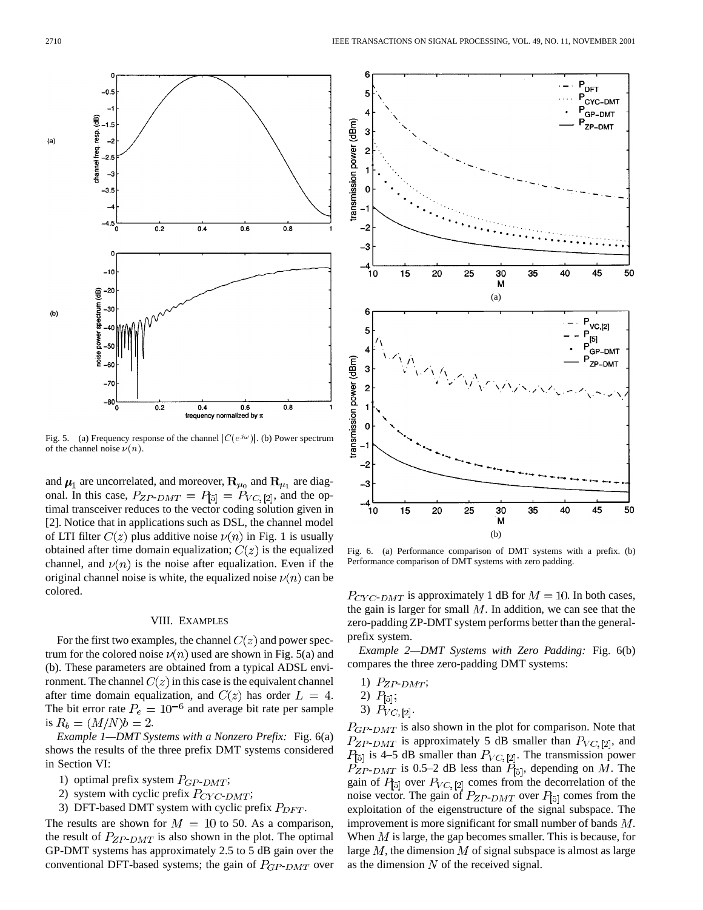(a)

0
−0.5
−1
−1.5
−2
−2.5
−3
−3.5
−4
−4.5
0 0.2 0.4 0.6 0.8 1

channel freq. resp. (dB)

(b)

0
−10
−20
−30
−40
−50
−60
−70
−80
0 0.2 0.4 0.6 0.8 1

noise power spectrum (dB)

frequency normalized by π

Fig. 5. (a) Frequency response of the channel $|C(e^{j\omega})|$. (b) Power spectrum of the channel noise $\nu(n)$.

and $\boldsymbol{\mu}_1$ are uncorrelated, and moreover, $\mathbf{R}_{\mu_0}$ and $\mathbf{R}_{\mu_1}$ are diagonal. In this case, $P_{ZP\text{-}DMT} = P_{[5]} = P_{VC,[2]}$, and the optimal transceiver reduces to the vector coding solution given in [2]. Notice that in applications such as DSL, the channel model of LTI filter $C(z)$ plus additive noise $\nu(n)$ in Fig. 1 is usually obtained after time domain equalization; $C(z)$ is the equalized channel, and $\nu(n)$ is the noise after equalization. Even if the original channel noise is white, the equalized noise $\nu(n)$ can be colored.

## VIII. Examples

For the first two examples, the channel $C(z)$ and power spectrum for the colored noise $\nu(n)$ used are shown in Fig. 5(a) and (b). These parameters are obtained from a typical ADSL environment. The channel $C(z)$ in this case is the equivalent channel after time domain equalization, and $C(z)$ has order $L = 4$. The bit error rate $P_e = 10^{-6}$ and average bit rate per sample is $R_b = (M/N)b = 2$.

*Example 1—DMT Systems with a Nonzero Prefix:* Fig. 6(a) shows the results of the three prefix DMT systems considered in Section VI:

1) optimal prefix system $P_{GP\text{-}DMT}$;
2) system with cyclic prefix $P_{CYC\text{-}DMT}$;
3) DFT-based DMT system with cyclic prefix $P_{DFT}$.

The results are shown for $M = 10$ to 50. As a comparison, the result of $P_{ZP\text{-}DMT}$ is also shown in the plot. The optimal GP-DMT systems has approximately 2.5 to 5 dB gain over the conventional DFT-based systems; the gain of $P_{GP\text{-}DMT}$ over

6
5
4
3
2
1
0
−1
−2
−3
−4
10 15 20 25 30 35 40 45 50

transmission power (dBm)

M

$P_{DFT}$
$P_{CYC\text{-}DMT}$
$P_{GP\text{-}DMT}$
$P_{ZP\text{-}DMT}$

(a)

6
5
4
3
2
1
0
−1
−2
−3
−4
10 15 20 25 30 35 40 45 50

transmission power (dBm)

M

$P_{VC,[2]}$
$P_{[5]}$
$P_{GP\text{-}DMT}$
$P_{ZP\text{-}DMT}$

(b)

Fig. 6. (a) Performance comparison of DMT systems with a prefix. (b) Performance comparison of DMT systems with zero padding.

$P_{CYC\text{-}DMT}$ is approximately 1 dB for $M = 10$. In both cases, the gain is larger for small $M$. In addition, we can see that the zero-padding ZP-DMT system performs better than the general-prefix system.

*Example 2—DMT Systems with Zero Padding:* Fig. 6(b) compares the three zero-padding DMT systems:

1) $P_{ZP\text{-}DMT}$;
2) $P_{[5]}$;
3) $P_{VC,[2]}$.

$P_{GP\text{-}DMT}$ is also shown in the plot for comparison. Note that $P_{ZP\text{-}DMT}$ is approximately 5 dB smaller than $P_{VC,[2]}$, and $P_{[5]}$ is 4–5 dB smaller than $P_{VC,[2]}$. The transmission power $P_{ZP\text{-}DMT}$ is 0.5–2 dB less than $P_{[5]}$, depending on $M$. The gain of $P_{[5]}$ over $P_{VC,[2]}$ comes from the decorrelation of the noise vector. The gain of $P_{ZP\text{-}DMT}$ over $P_{[5]}$ comes from the exploitation of the eigenstructure of the signal subspace. The improvement is more significant for small number of bands $M$. When $M$ is large, the gap becomes smaller. This is because, for large $M$, the dimension $M$ of signal subspace is almost as large as the dimension $N$ of the received signal.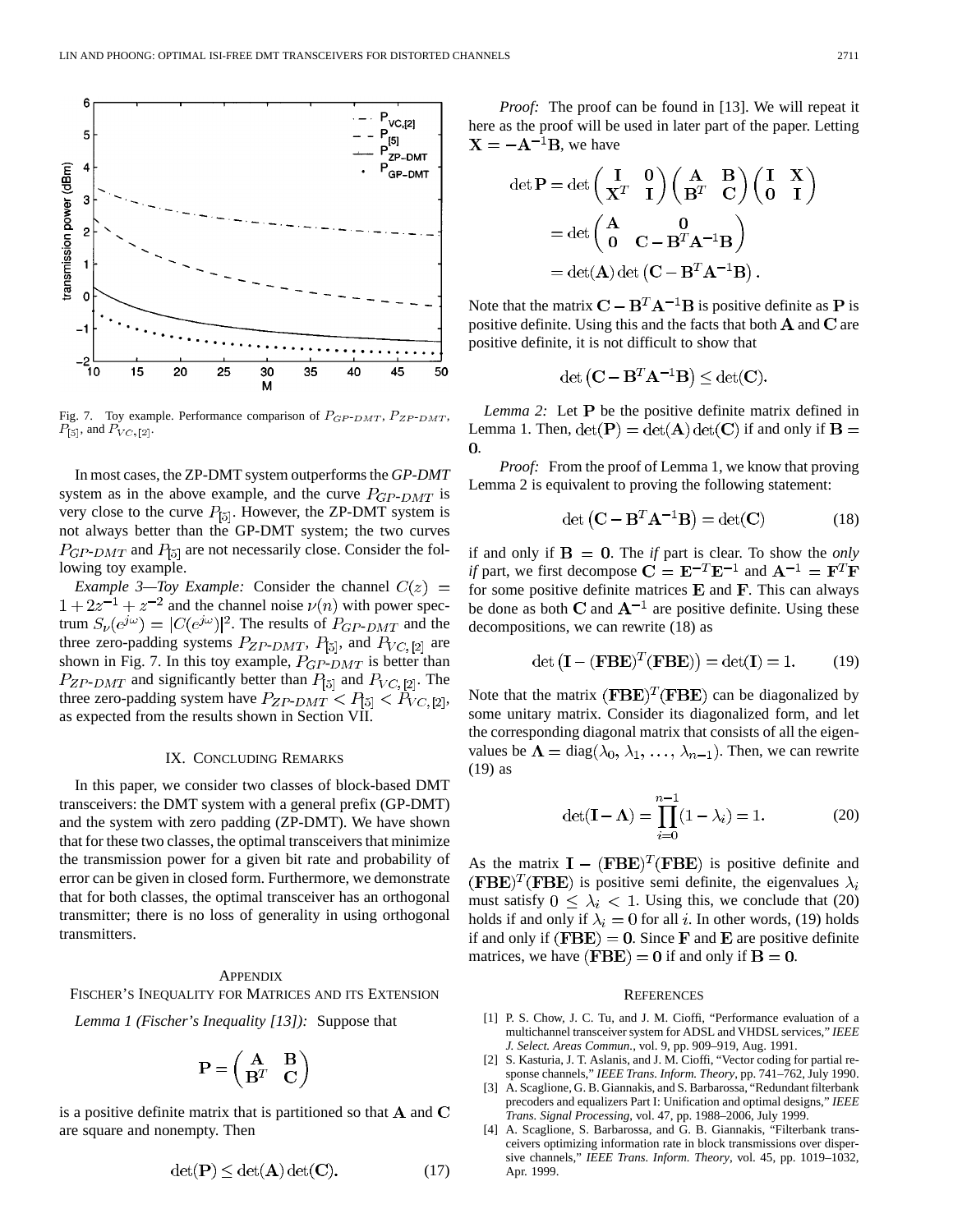6
5
4
3
2
1
0
−1
−2
transmission power (dBm)
10 15 20 25 30 35 40 45 50
M

$P_{VC,[2]}$
$P_{[5]}$
$P_{ZP\text{-}DMT}$
$P_{GP\text{-}DMT}$

Fig. 7. Toy example. Performance comparison of $P_{GP\text{-}DMT}$, $P_{ZP\text{-}DMT}$, $P_{[5]}$, and $P_{VC,[2]}$.

In most cases, the ZP-DMT system outperforms the *GP-DMT* system as in the above example, and the curve $P_{GP\text{-}DMT}$ is very close to the curve $P_{[5]}$. However, the ZP-DMT system is not always better than the GP-DMT system; the two curves $P_{GP\text{-}DMT}$ and $P_{[5]}$ are not necessarily close. Consider the following toy example.

*Example 3—Toy Example:* Consider the channel $C(z) = 1 + 2z^{-1} + z^{-2}$ and the channel noise $\nu(n)$ with power spectrum $S_\nu(e^{j\omega}) = |C(e^{j\omega})|^2$. The results of $P_{GP\text{-}DMT}$ and the three zero-padding systems $P_{ZP\text{-}DMT}$, $P_{[5]}$, and $P_{VC,[2]}$ are shown in Fig. 7. In this toy example, $P_{GP\text{-}DMT}$ is better than $P_{ZP\text{-}DMT}$ and significantly better than $P_{[5]}$ and $P_{VC,[2]}$. The three zero-padding system have $P_{ZP\text{-}DMT} < P_{[5]} < P_{VC,[2]}$, as expected from the results shown in Section VII.

## IX. Concluding Remarks

In this paper, we consider two classes of block-based DMT transceivers: the DMT system with a general prefix (GP-DMT) and the system with zero padding (ZP-DMT). We have shown that for these two classes, the optimal transceivers that minimize the transmission power for a given bit rate and probability of error can be given in closed form. Furthermore, we demonstrate that for both classes, the optimal transceiver has an orthogonal transmitter; there is no loss of generality in using orthogonal transmitters.

## Appendix
## Fischer's Inequality for Matrices and its Extension

*Lemma 1 (Fischer's Inequality [13]):* Suppose that

$$\mathbf{P} = \begin{pmatrix} \mathbf{A} & \mathbf{B} \\ \mathbf{B}^T & \mathbf{C} \end{pmatrix}$$

is a positive definite matrix that is partitioned so that $\mathbf{A}$ and $\mathbf{C}$ are square and nonempty. Then

$$\det(\mathbf{P}) \leq \det(\mathbf{A})\det(\mathbf{C}). \tag{17}$$

*Proof:* The proof can be found in [13]. We will repeat it here as the proof will be used in later part of the paper. Letting $\mathbf{X} = -\mathbf{A}^{-1}\mathbf{B}$, we have

$$\begin{aligned}\det \mathbf{P} &= \det \begin{pmatrix} \mathbf{I} & \mathbf{0} \\ \mathbf{X}^T & \mathbf{I} \end{pmatrix} \begin{pmatrix} \mathbf{A} & \mathbf{B} \\ \mathbf{B}^T & \mathbf{C} \end{pmatrix} \begin{pmatrix} \mathbf{I} & \mathbf{X} \\ \mathbf{0} & \mathbf{I} \end{pmatrix} \\ &= \det \begin{pmatrix} \mathbf{A} & \mathbf{0} \\ \mathbf{0} & \mathbf{C} - \mathbf{B}^T\mathbf{A}^{-1}\mathbf{B} \end{pmatrix} \\ &= \det(\mathbf{A}) \det\left(\mathbf{C} - \mathbf{B}^T\mathbf{A}^{-1}\mathbf{B}\right).\end{aligned}$$

Note that the matrix $\mathbf{C} - \mathbf{B}^T\mathbf{A}^{-1}\mathbf{B}$ is positive definite as $\mathbf{P}$ is positive definite. Using this and the facts that both $\mathbf{A}$ and $\mathbf{C}$ are positive definite, it is not difficult to show that

$$\det\left(\mathbf{C} - \mathbf{B}^T\mathbf{A}^{-1}\mathbf{B}\right) \leq \det(\mathbf{C}).$$

*Lemma 2:* Let $\mathbf{P}$ be the positive definite matrix defined in Lemma 1. Then, $\det(\mathbf{P}) = \det(\mathbf{A})\det(\mathbf{C})$ if and only if $\mathbf{B} = \mathbf{0}$.

*Proof:* From the proof of Lemma 1, we know that proving Lemma 2 is equivalent to proving the following statement:

$$\det\left(\mathbf{C} - \mathbf{B}^T\mathbf{A}^{-1}\mathbf{B}\right) = \det(\mathbf{C}) \tag{18}$$

if and only if $\mathbf{B} = \mathbf{0}$. The *if* part is clear. To show the *only if* part, we first decompose $\mathbf{C} = \mathbf{E}^{-T}\mathbf{E}^{-1}$ and $\mathbf{A}^{-1} = \mathbf{F}^T\mathbf{F}$ for some positive definite matrices $\mathbf{E}$ and $\mathbf{F}$. This can always be done as both $\mathbf{C}$ and $\mathbf{A}^{-1}$ are positive definite. Using these decompositions, we can rewrite (18) as

$$\det\left(\mathbf{I} - (\mathbf{FBE})^T(\mathbf{FBE})\right) = \det(\mathbf{I}) = 1. \tag{19}$$

Note that the matrix $(\mathbf{FBE})^T(\mathbf{FBE})$ can be diagonalized by some unitary matrix. Consider its diagonalized form, and let the corresponding diagonal matrix that consists of all the eigenvalues be $\mathbf{\Lambda} = \text{diag}(\lambda_0, \lambda_1, \ldots, \lambda_{n-1})$. Then, we can rewrite (19) as

$$\det(\mathbf{I} - \mathbf{\Lambda}) = \prod_{i=0}^{n-1}(1 - \lambda_i) = 1. \tag{20}$$

As the matrix $\mathbf{I} - (\mathbf{FBE})^T(\mathbf{FBE})$ is positive definite and $(\mathbf{FBE})^T(\mathbf{FBE})$ is positive semi definite, the eigenvalues $\lambda_i$ must satisfy $0 \leq \lambda_i < 1$. Using this, we conclude that (20) holds if and only if $\lambda_i = 0$ for all $i$. In other words, (19) holds if and only if $(\mathbf{FBE}) = \mathbf{0}$. Since $\mathbf{F}$ and $\mathbf{E}$ are positive definite matrices, we have $(\mathbf{FBE}) = \mathbf{0}$ if and only if $\mathbf{B} = \mathbf{0}$.

## References

[1] P. S. Chow, J. C. Tu, and J. M. Cioffi, "Performance evaluation of a multichannel transceiver system for ADSL and VHDSL services," *IEEE J. Select. Areas Commun.*, vol. 9, pp. 909–919, Aug. 1991.

[2] S. Kasturia, J. T. Aslanis, and J. M. Cioffi, "Vector coding for partial response channels," *IEEE Trans. Inform. Theory*, pp. 741–762, July 1990.

[3] A. Scaglione, G. B. Giannakis, and S. Barbarossa, "Redundant filterbank precoders and equalizers Part I: Unification and optimal designs," *IEEE Trans. Signal Processing*, vol. 47, pp. 1988–2006, July 1999.

[4] A. Scaglione, S. Barbarossa, and G. B. Giannakis, "Filterbank transceivers optimizing information rate in block transmissions over dispersive channels," *IEEE Trans. Inform. Theory*, vol. 45, pp. 1019–1032, Apr. 1999.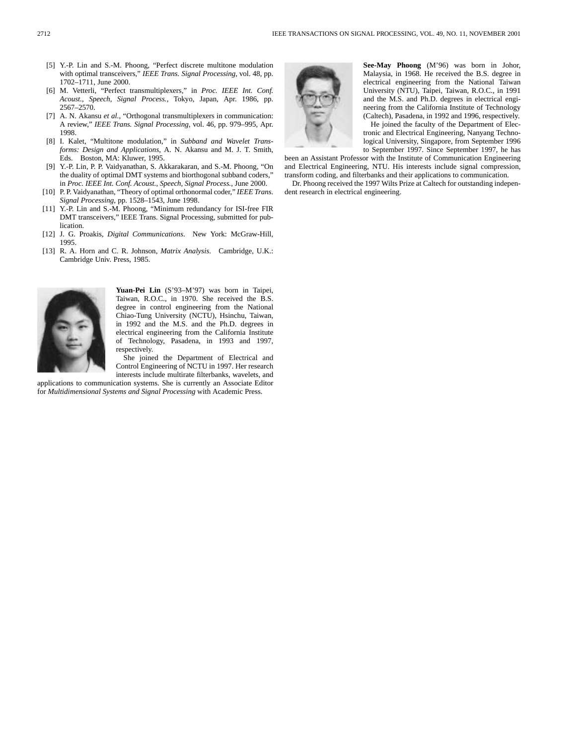[5] Y.-P. Lin and S.-M. Phoong, "Perfect discrete multitone modulation with optimal transceivers," *IEEE Trans. Signal Processing*, vol. 48, pp. 1702–1711, June 2000.

[6] M. Vetterli, "Perfect transmultiplexers," in *Proc. IEEE Int. Conf. Acoust., Speech, Signal Process.*, Tokyo, Japan, Apr. 1986, pp. 2567–2570.

[7] A. N. Akansu *et al.*, "Orthogonal transmultiplexers in communication: A review," *IEEE Trans. Signal Processing*, vol. 46, pp. 979–995, Apr. 1998.

[8] I. Kalet, "Multitone modulation," in *Subband and Wavelet Transforms: Design and Applications*, A. N. Akansu and M. J. T. Smith, Eds. Boston, MA: Kluwer, 1995.

[9] Y.-P. Lin, P. P. Vaidyanathan, S. Akkarakaran, and S.-M. Phoong, "On the duality of optimal DMT systems and biorthogonal subband coders," in *Proc. IEEE Int. Conf. Acoust., Speech, Signal Process.*, June 2000.

[10] P. P. Vaidyanathan, "Theory of optimal orthonormal coder," *IEEE Trans. Signal Processing*, pp. 1528–1543, June 1998.

[11] Y.-P. Lin and S.-M. Phoong, "Minimum redundancy for ISI-free FIR DMT transceivers," IEEE Trans. Signal Processing, submitted for publication.

[12] J. G. Proakis, *Digital Communications*. New York: McGraw-Hill, 1995.

[13] R. A. Horn and C. R. Johnson, *Matrix Analysis*. Cambridge, U.K.: Cambridge Univ. Press, 1985.

**Yuan-Pei Lin** (S'93–M'97) was born in Taipei, Taiwan, R.O.C., in 1970. She received the B.S. degree in control engineering from the National Chiao-Tung University (NCTU), Hsinchu, Taiwan, in 1992 and the M.S. and the Ph.D. degrees in electrical engineering from the California Institute of Technology, Pasadena, in 1993 and 1997, respectively.

She joined the Department of Electrical and Control Engineering of NCTU in 1997. Her research interests include multirate filterbanks, wavelets, and applications to communication systems. She is currently an Associate Editor for *Multidimensional Systems and Signal Processing* with Academic Press.

**See-May Phoong** (M'96) was born in Johor, Malaysia, in 1968. He received the B.S. degree in electrical engineering from the National Taiwan University (NTU), Taipei, Taiwan, R.O.C., in 1991 and the M.S. and Ph.D. degrees in electrical engineering from the California Institute of Technology (Caltech), Pasadena, in 1992 and 1996, respectively.

He joined the faculty of the Department of Electronic and Electrical Engineering, Nanyang Technological University, Singapore, from September 1996 to September 1997. Since September 1997, he has been an Assistant Professor with the Institute of Communication Engineering and Electrical Engineering, NTU. His interests include signal compression, transform coding, and filterbanks and their applications to communication.

Dr. Phoong received the 1997 Wilts Prize at Caltech for outstanding independent research in electrical engineering.